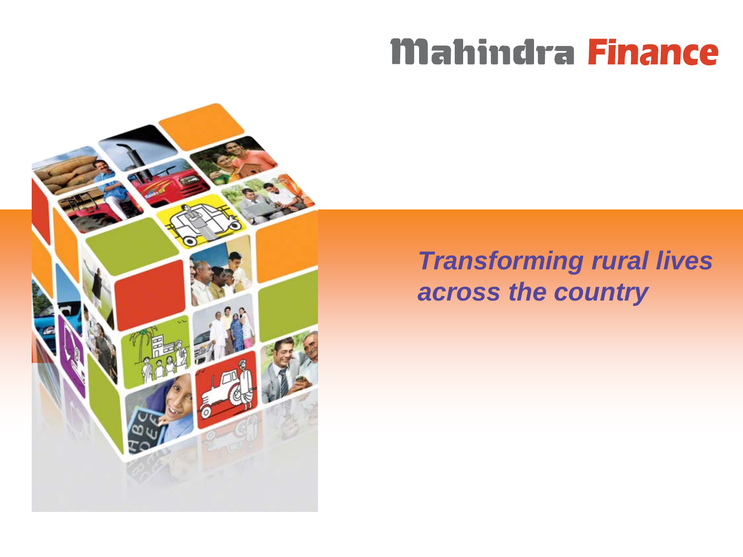# Mahindra Finance

*Transforming rural lives across the country*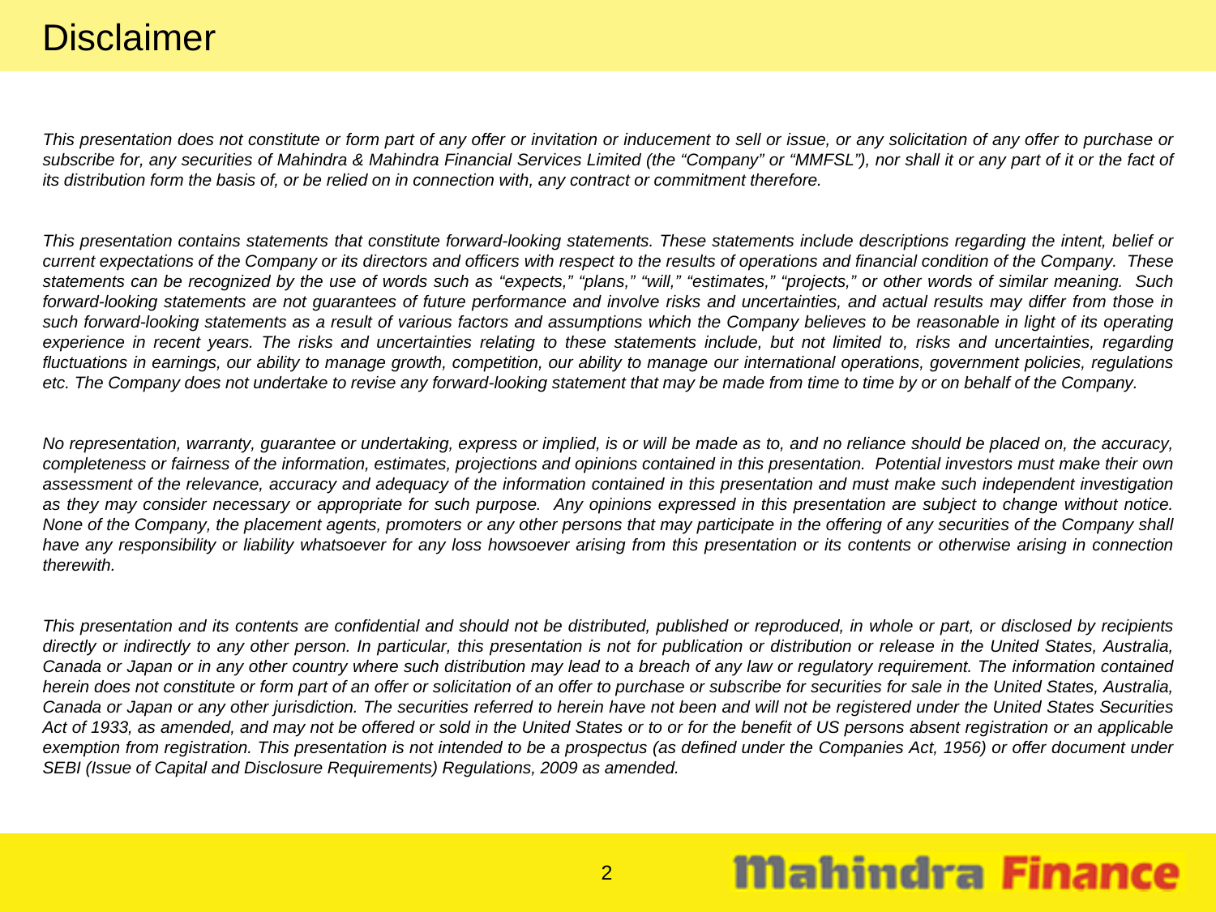# Disclaimer

*This presentation does not constitute or form part of any offer or invitation or inducement to sell or issue, or any solicitation of any offer to purchase or subscribe for, any securities of Mahindra & Mahindra Financial Services Limited (the "Company" or "MMFSL"), nor shall it or any part of it or the fact of its distribution form the basis of, or be relied on in connection with, any contract or commitment therefore.*

*This presentation contains statements that constitute forward-looking statements. These statements include descriptions regarding the intent, belief or current expectations of the Company or its directors and officers with respect to the results of operations and financial condition of the Company. These statements can be recognized by the use of words such as "expects," "plans," "will," "estimates," "projects," or other words of similar meaning. Such forward-looking statements are not guarantees of future performance and involve risks and uncertainties, and actual results may differ from those in such forward-looking statements as a result of various factors and assumptions which the Company believes to be reasonable in light of its operating experience in recent years. The risks and uncertainties relating to these statements include, but not limited to, risks and uncertainties, regarding fluctuations in earnings, our ability to manage growth, competition, our ability to manage our international operations, government policies, regulations etc. The Company does not undertake to revise any forward-looking statement that may be made from time to time by or on behalf of the Company.*

*No representation, warranty, guarantee or undertaking, express or implied, is or will be made as to, and no reliance should be placed on, the accuracy, completeness or fairness of the information, estimates, projections and opinions contained in this presentation. Potential investors must make their own assessment of the relevance, accuracy and adequacy of the information contained in this presentation and must make such independent investigation as they may consider necessary or appropriate for such purpose. Any opinions expressed in this presentation are subject to change without notice. None of the Company, the placement agents, promoters or any other persons that may participate in the offering of any securities of the Company shall have any responsibility or liability whatsoever for any loss howsoever arising from this presentation or its contents or otherwise arising in connection therewith.*

*This presentation and its contents are confidential and should not be distributed, published or reproduced, in whole or part, or disclosed by recipients directly or indirectly to any other person. In particular, this presentation is not for publication or distribution or release in the United States, Australia, Canada or Japan or in any other country where such distribution may lead to a breach of any law or regulatory requirement. The information contained herein does not constitute or form part of an offer or solicitation of an offer to purchase or subscribe for securities for sale in the United States, Australia, Canada or Japan or any other jurisdiction. The securities referred to herein have not been and will not be registered under the United States Securities Act of 1933, as amended, and may not be offered or sold in the United States or to or for the benefit of US persons absent registration or an applicable exemption from registration. This presentation is not intended to be a prospectus (as defined under the Companies Act, 1956) or offer document under SEBI (Issue of Capital and Disclosure Requirements) Regulations, 2009 as amended.*

Mahindra Finance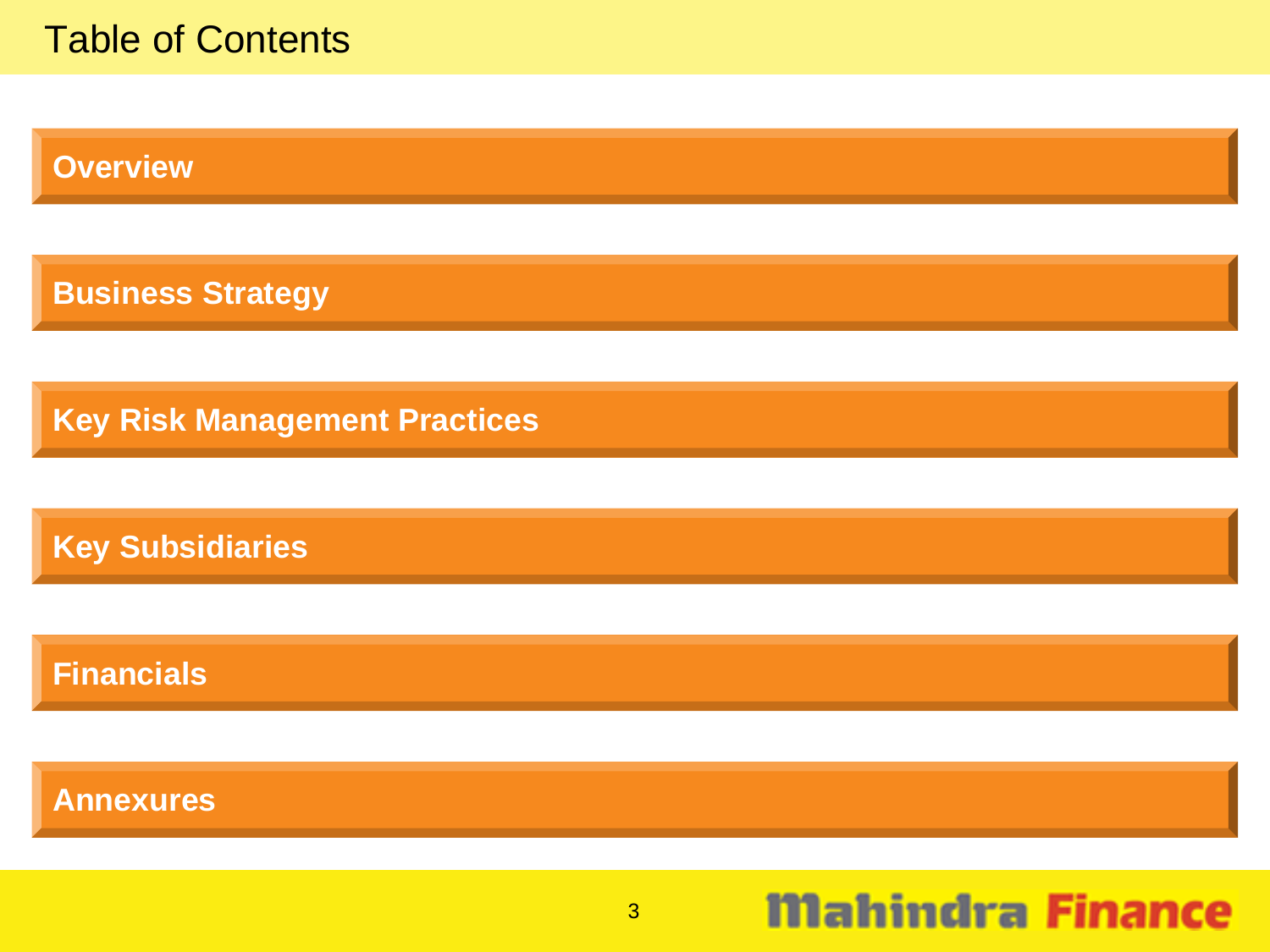# Table of Contents

- **Overview**
- **Business Strategy**
- **Key Risk Management Practices**
- **Key Subsidiaries**
- **Financials**
- **Annexures**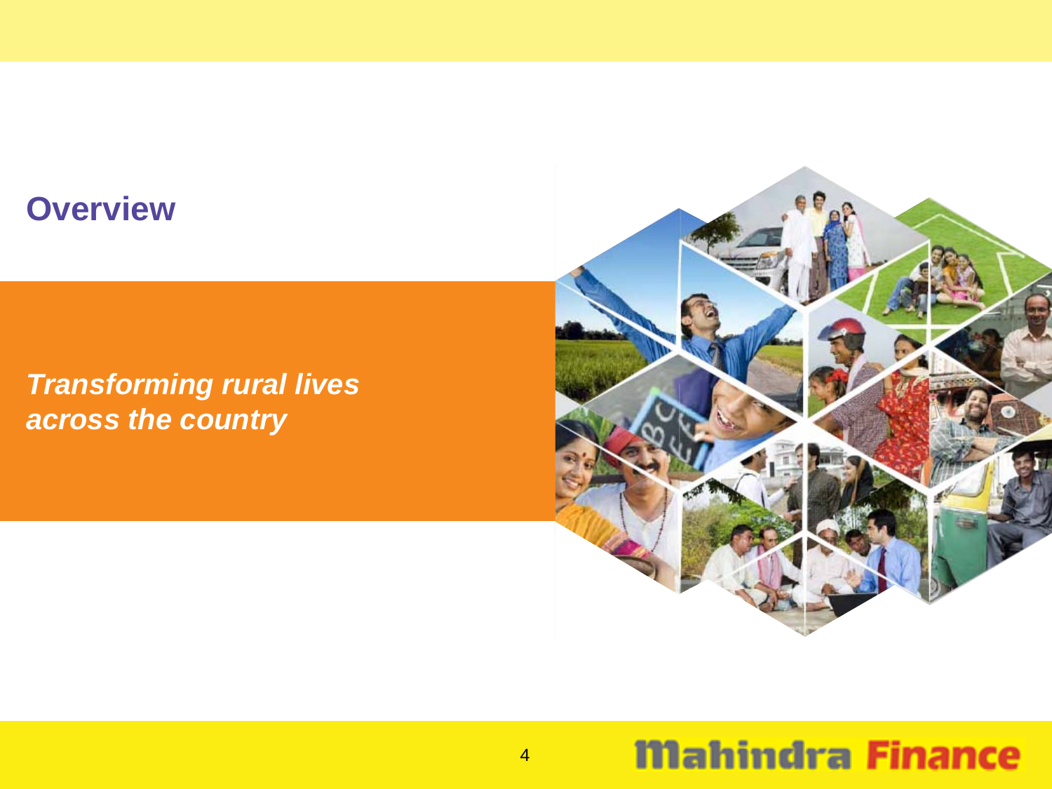## Overview

***Transforming rural lives across the country***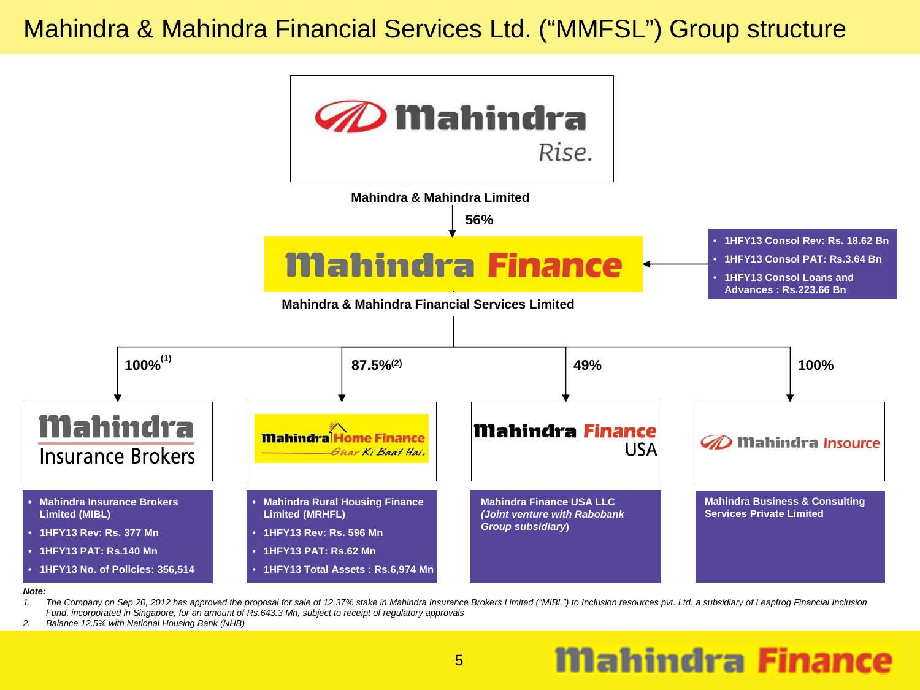# Mahindra & Mahindra Financial Services Ltd. ("MMFSL") Group structure

Mahindra Rise.

Mahindra & Mahindra Limited

56%

Mahindra Finance

Mahindra & Mahindra Financial Services Limited

- 1HFY13 Consol Rev: Rs. 18.62 Bn
- 1HFY13 Consol PAT: Rs.3.64 Bn
- 1HFY13 Consol Loans and Advances : Rs.223.66 Bn

100%[1]

Mahindra Insurance Brokers

- Mahindra Insurance Brokers Limited (MIBL)
- 1HFY13 Rev: Rs. 377 Mn
- 1HFY13 PAT: Rs.140 Mn
- 1HFY13 No. of Policies: 356,514

87.5%[2]

Mahindra Home Finance Ghar Ki Baat Hai.

- Mahindra Rural Housing Finance Limited (MRHFL)
- 1HFY13 Rev: Rs. 596 Mn
- 1HFY13 PAT: Rs.62 Mn
- 1HFY13 Total Assets : Rs.6,974 Mn

49%

Mahindra Finance USA

Mahindra Finance USA LLC *(Joint venture with Rabobank Group subsidiary)*

100%

Mahindra Insource

Mahindra Business & Consulting Services Private Limited

***Note:***

1. *The Company on Sep 20, 2012 has approved the proposal for sale of 12.37% stake in Mahindra Insurance Brokers Limited ("MIBL") to Inclusion resources pvt. Ltd.,a subsidiary of Leapfrog Financial Inclusion Fund, incorporated in Singapore, for an amount of Rs.643.3 Mn, subject to receipt of regulatory approvals*
2. *Balance 12.5% with National Housing Bank (NHB)*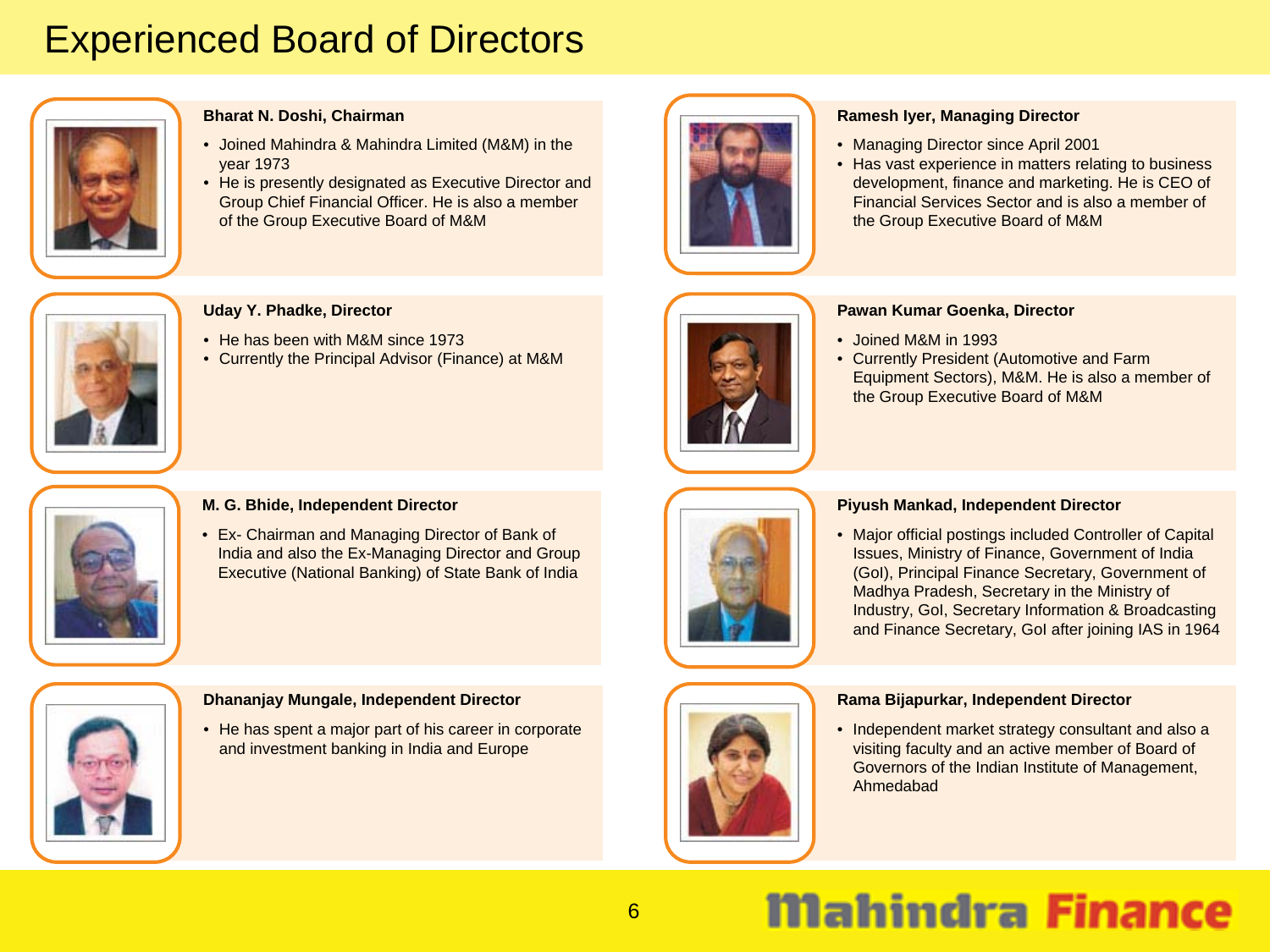# Experienced Board of Directors

**Bharat N. Doshi, Chairman**

- Joined Mahindra & Mahindra Limited (M&M) in the year 1973
- He is presently designated as Executive Director and Group Chief Financial Officer. He is also a member of the Group Executive Board of M&M

**Ramesh Iyer, Managing Director**

- Managing Director since April 2001
- Has vast experience in matters relating to business development, finance and marketing. He is CEO of Financial Services Sector and is also a member of the Group Executive Board of M&M

**Uday Y. Phadke, Director**

- He has been with M&M since 1973
- Currently the Principal Advisor (Finance) at M&M

**Pawan Kumar Goenka, Director**

- Joined M&M in 1993
- Currently President (Automotive and Farm Equipment Sectors), M&M. He is also a member of the Group Executive Board of M&M

**M. G. Bhide, Independent Director**

- Ex- Chairman and Managing Director of Bank of India and also the Ex-Managing Director and Group Executive (National Banking) of State Bank of India

**Piyush Mankad, Independent Director**

- Major official postings included Controller of Capital Issues, Ministry of Finance, Government of India (GoI), Principal Finance Secretary, Government of Madhya Pradesh, Secretary in the Ministry of Industry, GoI, Secretary Information & Broadcasting and Finance Secretary, GoI after joining IAS in 1964

**Dhananjay Mungale, Independent Director**

- He has spent a major part of his career in corporate and investment banking in India and Europe

**Rama Bijapurkar, Independent Director**

- Independent market strategy consultant and also a visiting faculty and an active member of Board of Governors of the Indian Institute of Management, Ahmedabad

Mahindra Finance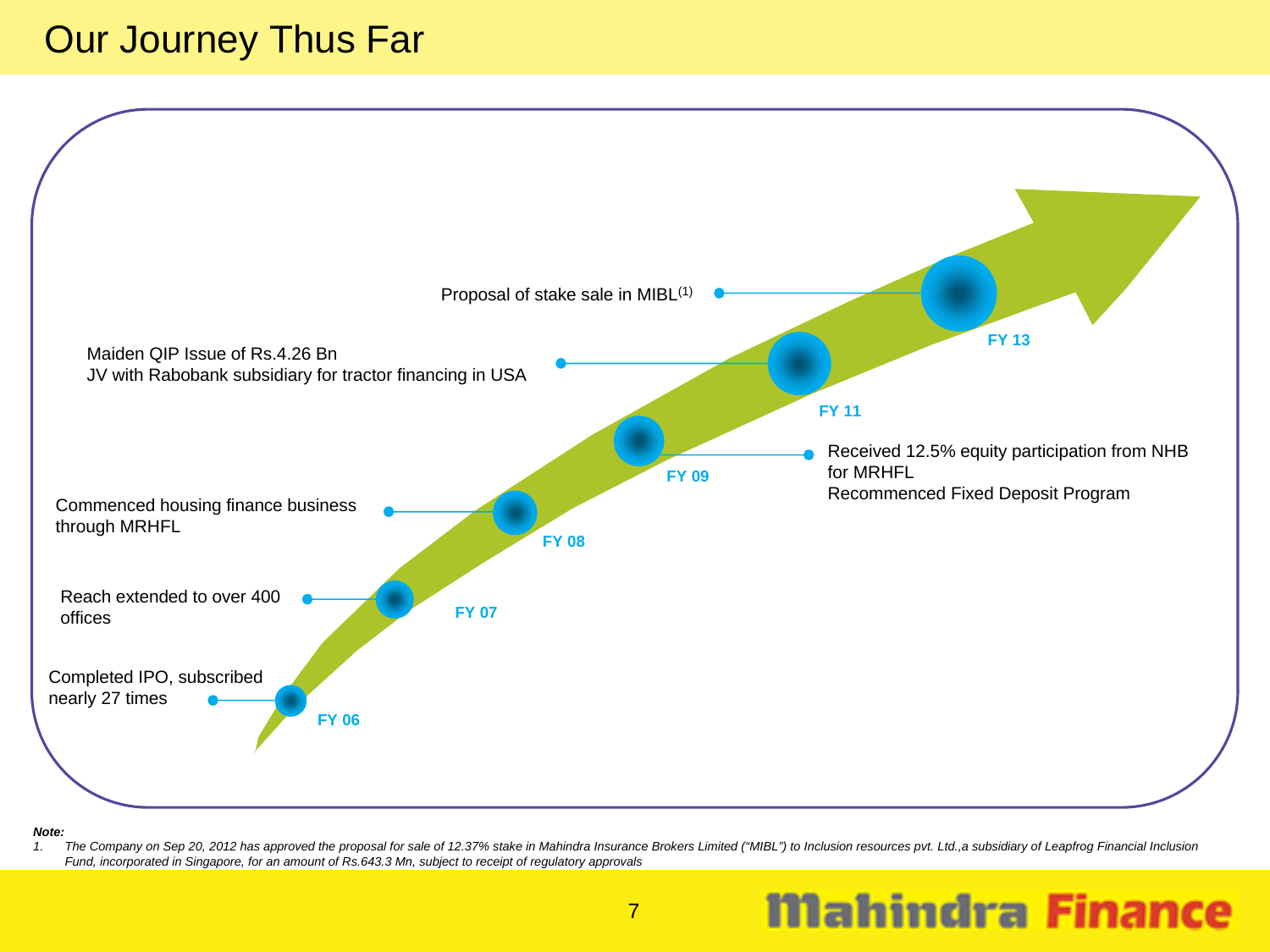# Our Journey Thus Far

FY 06
Completed IPO, subscribed nearly 27 times

FY 07
Reach extended to over 400 offices

FY 08
Commenced housing finance business through MRHFL

FY 09
Received 12.5% equity participation from NHB for MRHFL
Recommenced Fixed Deposit Program

FY 11
Maiden QIP Issue of Rs.4.26 Bn
JV with Rabobank subsidiary for tractor financing in USA

FY 13
Proposal of stake sale in MIBL[1]

***Note:***

1. *The Company on Sep 20, 2012 has approved the proposal for sale of 12.37% stake in Mahindra Insurance Brokers Limited ("MIBL") to Inclusion resources pvt. Ltd.,a subsidiary of Leapfrog Financial Inclusion Fund, incorporated in Singapore, for an amount of Rs.643.3 Mn, subject to receipt of regulatory approvals*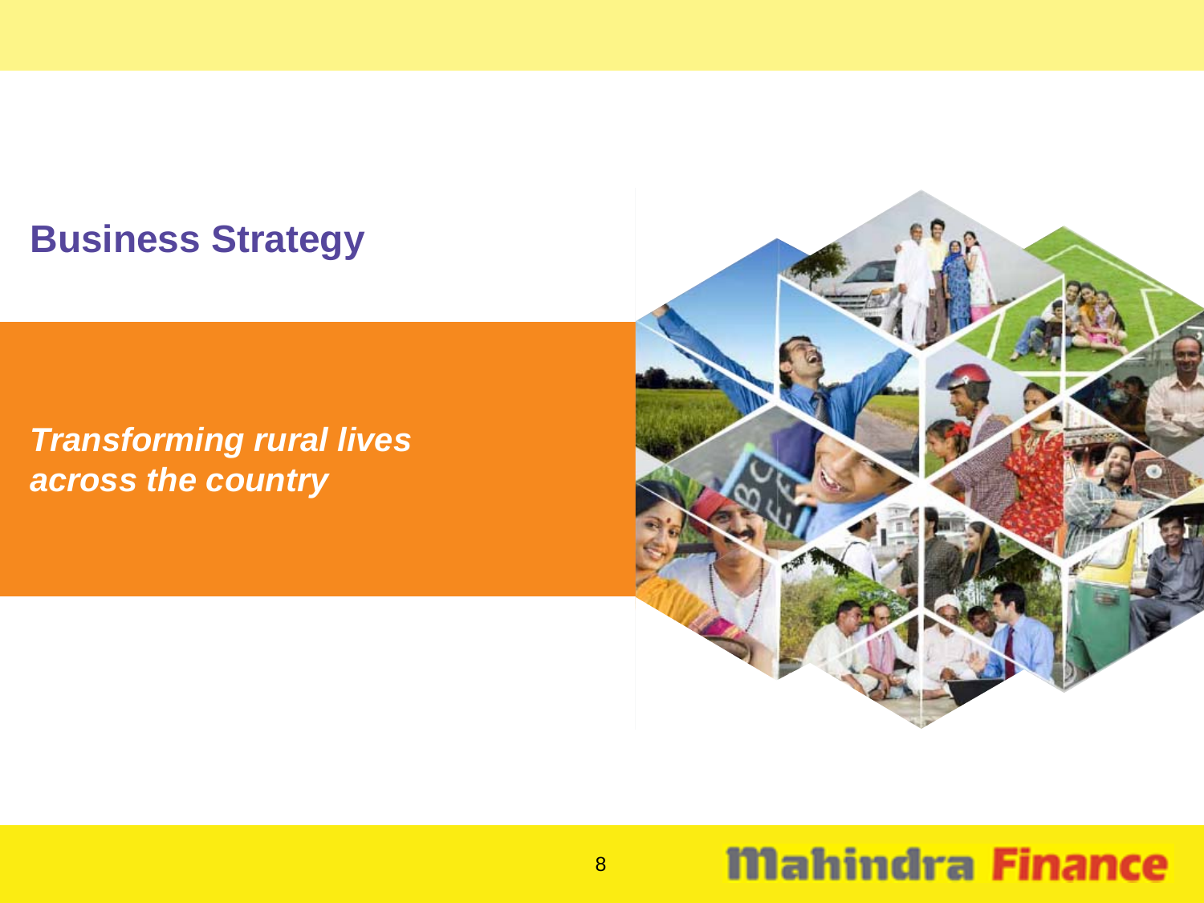# Business Strategy

***Transforming rural lives across the country***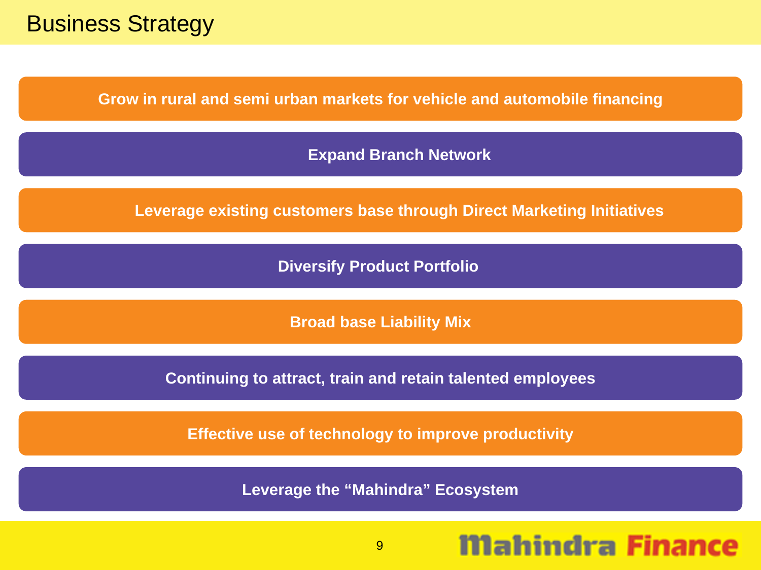# Business Strategy

- Grow in rural and semi urban markets for vehicle and automobile financing
- Expand Branch Network
- Leverage existing customers base through Direct Marketing Initiatives
- Diversify Product Portfolio
- Broad base Liability Mix
- Continuing to attract, train and retain talented employees
- Effective use of technology to improve productivity
- Leverage the “Mahindra” Ecosystem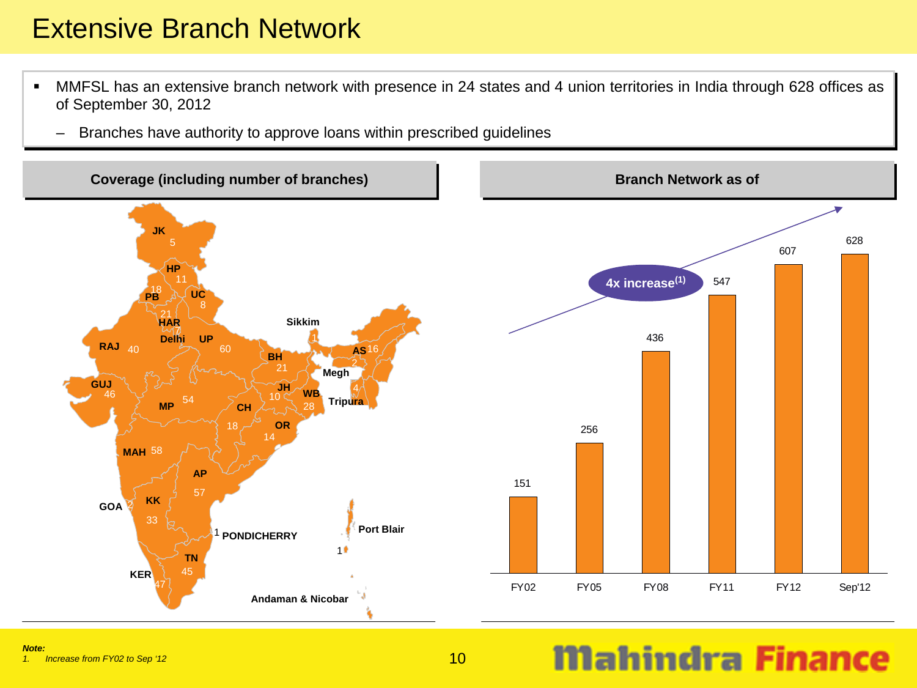# Extensive Branch Network

- MMFSL has an extensive branch network with presence in 24 states and 4 union territories in India through 628 offices as of September 30, 2012
  - Branches have authority to approve loans within prescribed guidelines

## Coverage (including number of branches)

JK 5
HP 11
PB 18
UC 8
HAR 21
Delhi 7
UP 60
RAJ 40
Sikkim 1
AS 16
BH 21
Megh 2
Tripura 4
GUJ 46
MP 54
JH 10
WB 28
CH 18
OR 14
MAH 58
AP 57
GOA 2
KK 33
PONDICHERRY 1
Port Blair 1
TN 45
KER 47
Andaman & Nicobar

## Branch Network as of

4x increase[1]

151 FY02
256 FY05
436 FY08
547 FY11
607 FY12
628 Sep'12

*Note:*

1. Increase from FY02 to Sep '12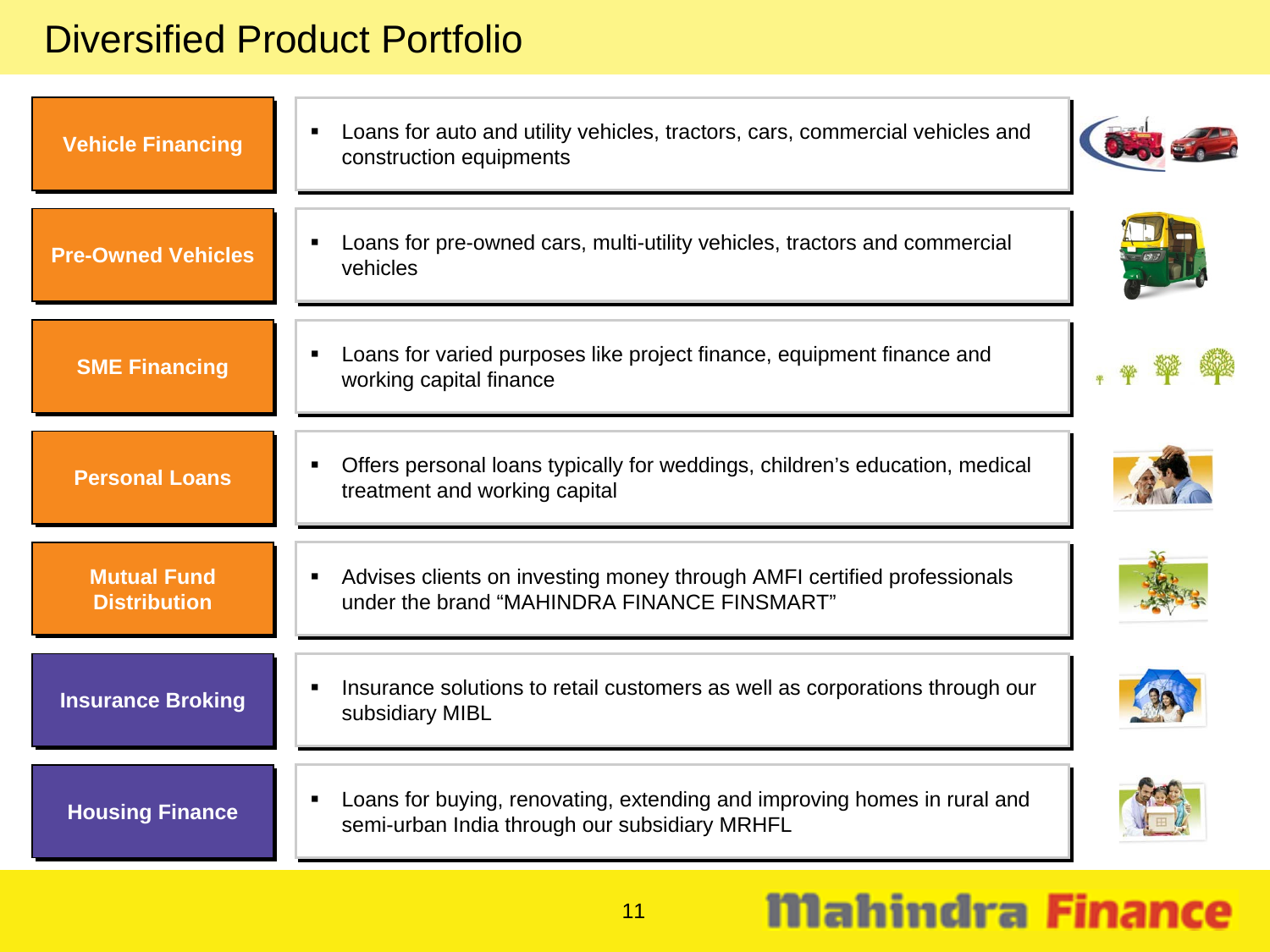# Diversified Product Portfolio

| | |
|---|---|
| **Vehicle Financing** | Loans for auto and utility vehicles, tractors, cars, commercial vehicles and construction equipments |
| **Pre-Owned Vehicles** | Loans for pre-owned cars, multi-utility vehicles, tractors and commercial vehicles |
| **SME Financing** | Loans for varied purposes like project finance, equipment finance and working capital finance |
| **Personal Loans** | Offers personal loans typically for weddings, children's education, medical treatment and working capital |
| **Mutual Fund Distribution** | Advises clients on investing money through AMFI certified professionals under the brand "MAHINDRA FINANCE FINSMART" |
| **Insurance Broking** | Insurance solutions to retail customers as well as corporations through our subsidiary MIBL |
| **Housing Finance** | Loans for buying, renovating, extending and improving homes in rural and semi-urban India through our subsidiary MRHFL |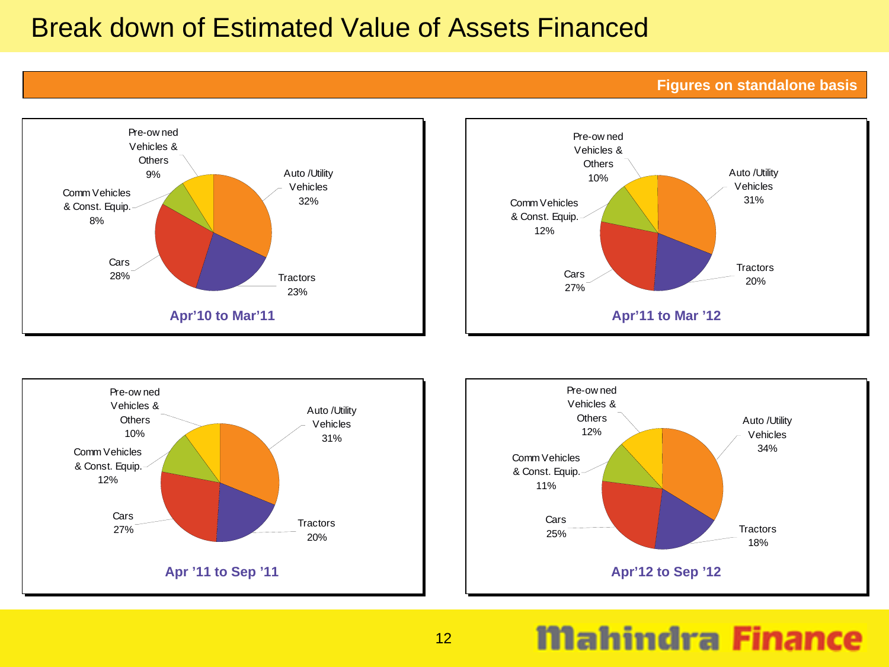# Break down of Estimated Value of Assets Financed

**Figures on standalone basis**

Pre-owned Vehicles & Others 9%
Auto /Utility Vehicles 32%
Comm Vehicles & Const. Equip. 8%
Cars 28%
Tractors 23%

**Apr'10 to Mar'11**

Pre-owned Vehicles & Others 10%
Auto /Utility Vehicles 31%
Comm Vehicles & Const. Equip. 12%
Cars 27%
Tractors 20%

**Apr'11 to Mar '12**

Pre-owned Vehicles & Others 10%
Auto /Utility Vehicles 31%
Comm Vehicles & Const. Equip. 12%
Cars 27%
Tractors 20%

**Apr '11 to Sep '11**

Pre-owned Vehicles & Others 12%
Auto /Utility Vehicles 34%
Comm Vehicles & Const. Equip. 11%
Cars 25%
Tractors 18%

**Apr'12 to Sep '12**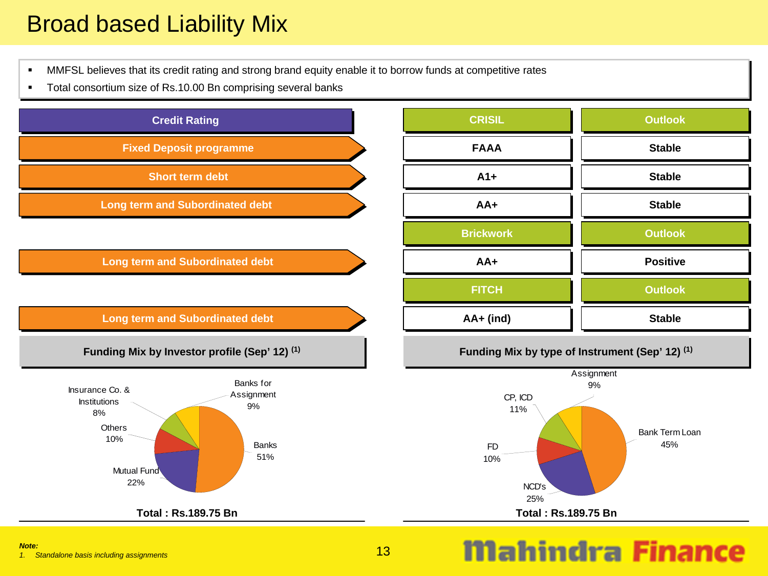# Broad based Liability Mix

- MMFSL believes that its credit rating and strong brand equity enable it to borrow funds at competitive rates
- Total consortium size of Rs.10.00 Bn comprising several banks

| Credit Rating | CRISIL | Outlook |
|---|---|---|
| Fixed Deposit programme | FAAA | Stable |
| Short term debt | A1+ | Stable |
| Long term and Subordinated debt | AA+ | Stable |
| | **Brickwork** | **Outlook** |
| Long term and Subordinated debt | AA+ | Positive |
| | **FITCH** | **Outlook** |
| Long term and Subordinated debt | AA+ (ind) | Stable |

**Funding Mix by Investor profile (Sep' 12) [1]**

Banks 51%
Mutual Fund 22%
Others 10%
Insurance Co. & Institutions 8%
Banks for Assignment 9%

**Total : Rs.189.75 Bn**

**Funding Mix by type of Instrument (Sep' 12) [1]**

Bank Term Loan 45%
NCD's 25%
FD 10%
CP, ICD 11%
Assignment 9%

**Total : Rs.189.75 Bn**

*Note:*
*1. Standalone basis including assignments*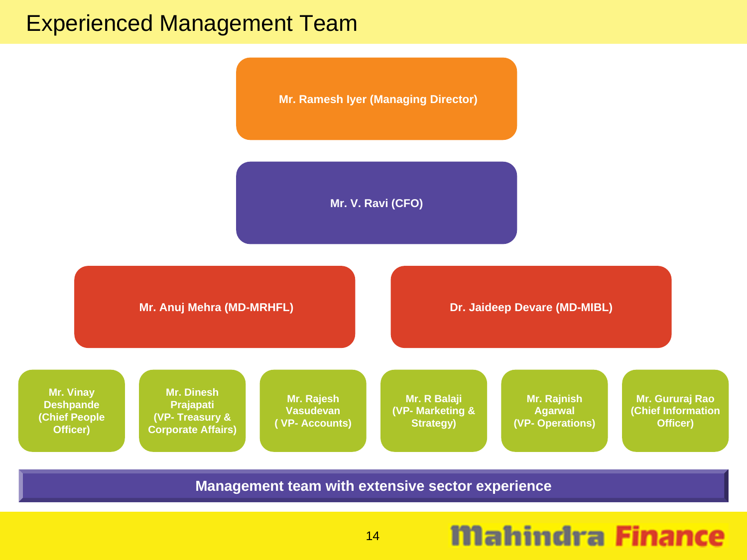# Experienced Management Team

**Mr. Ramesh Iyer (Managing Director)**

**Mr. V. Ravi (CFO)**

**Mr. Anuj Mehra (MD-MRHFL)**

**Dr. Jaideep Devare (MD-MIBL)**

**Mr. Vinay Deshpande (Chief People Officer)**

**Mr. Dinesh Prajapati (VP- Treasury & Corporate Affairs)**

**Mr. Rajesh Vasudevan ( VP- Accounts)**

**Mr. R Balaji (VP- Marketing & Strategy)**

**Mr. Rajnish Agarwal (VP- Operations)**

**Mr. Gururaj Rao (Chief Information Officer)**

**Management team with extensive sector experience**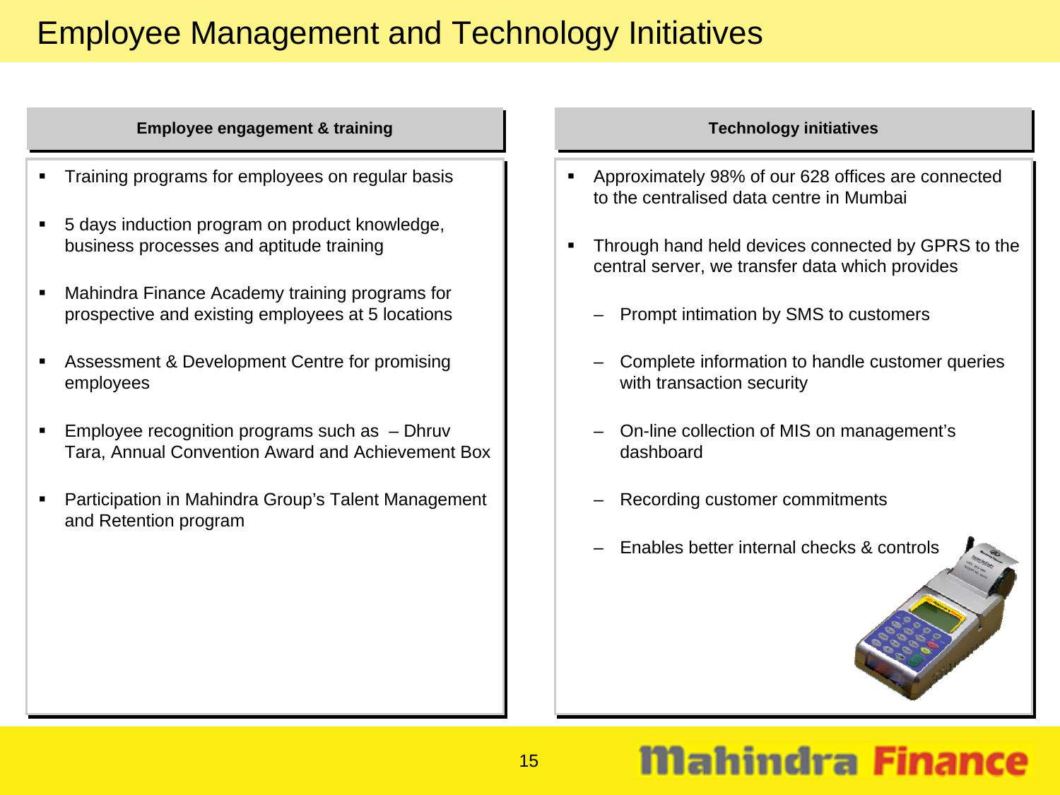# Employee Management and Technology Initiatives

## Employee engagement & training

- Training programs for employees on regular basis
- 5 days induction program on product knowledge, business processes and aptitude training
- Mahindra Finance Academy training programs for prospective and existing employees at 5 locations
- Assessment & Development Centre for promising employees
- Employee recognition programs such as – Dhruv Tara, Annual Convention Award and Achievement Box
- Participation in Mahindra Group's Talent Management and Retention program

## Technology initiatives

- Approximately 98% of our 628 offices are connected to the centralised data centre in Mumbai
- Through hand held devices connected by GPRS to the central server, we transfer data which provides
  - Prompt intimation by SMS to customers
  - Complete information to handle customer queries with transaction security
  - On-line collection of MIS on management's dashboard
  - Recording customer commitments
  - Enables better internal checks & controls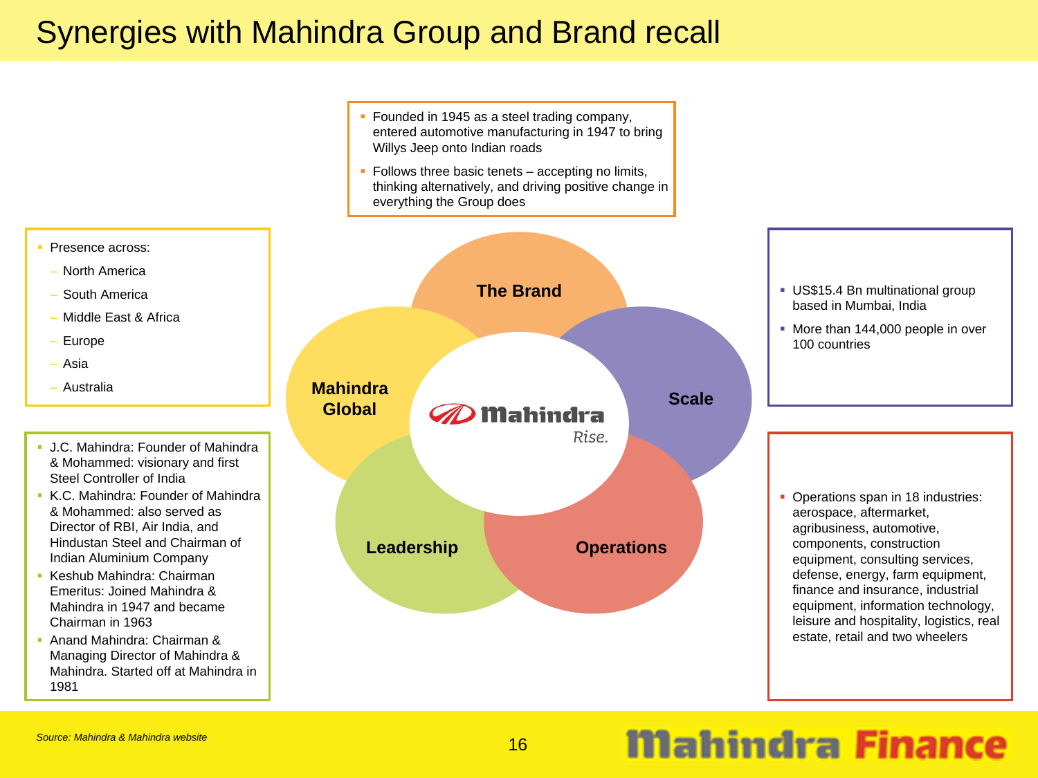# Synergies with Mahindra Group and Brand recall

- Founded in 1945 as a steel trading company, entered automotive manufacturing in 1947 to bring Willys Jeep onto Indian roads
- Follows three basic tenets – accepting no limits, thinking alternatively, and driving positive change in everything the Group does

The Brand

Mahindra Global

Scale

Leadership

Operations

Mahindra Rise.

- Presence across:
  - North America
  - South America
  - Middle East & Africa
  - Europe
  - Asia
  - Australia

- J.C. Mahindra: Founder of Mahindra & Mohammed: visionary and first Steel Controller of India
- K.C. Mahindra: Founder of Mahindra & Mohammed: also served as Director of RBI, Air India, and Hindustan Steel and Chairman of Indian Aluminium Company
- Keshub Mahindra: Chairman Emeritus: Joined Mahindra & Mahindra in 1947 and became Chairman in 1963
- Anand Mahindra: Chairman & Managing Director of Mahindra & Mahindra. Started off at Mahindra in 1981

- US$15.4 Bn multinational group based in Mumbai, India
- More than 144,000 people in over 100 countries

- Operations span in 18 industries: aerospace, aftermarket, agribusiness, automotive, components, construction equipment, consulting services, defense, energy, farm equipment, finance and insurance, industrial equipment, information technology, leisure and hospitality, logistics, real estate, retail and two wheelers

*Source: Mahindra & Mahindra website*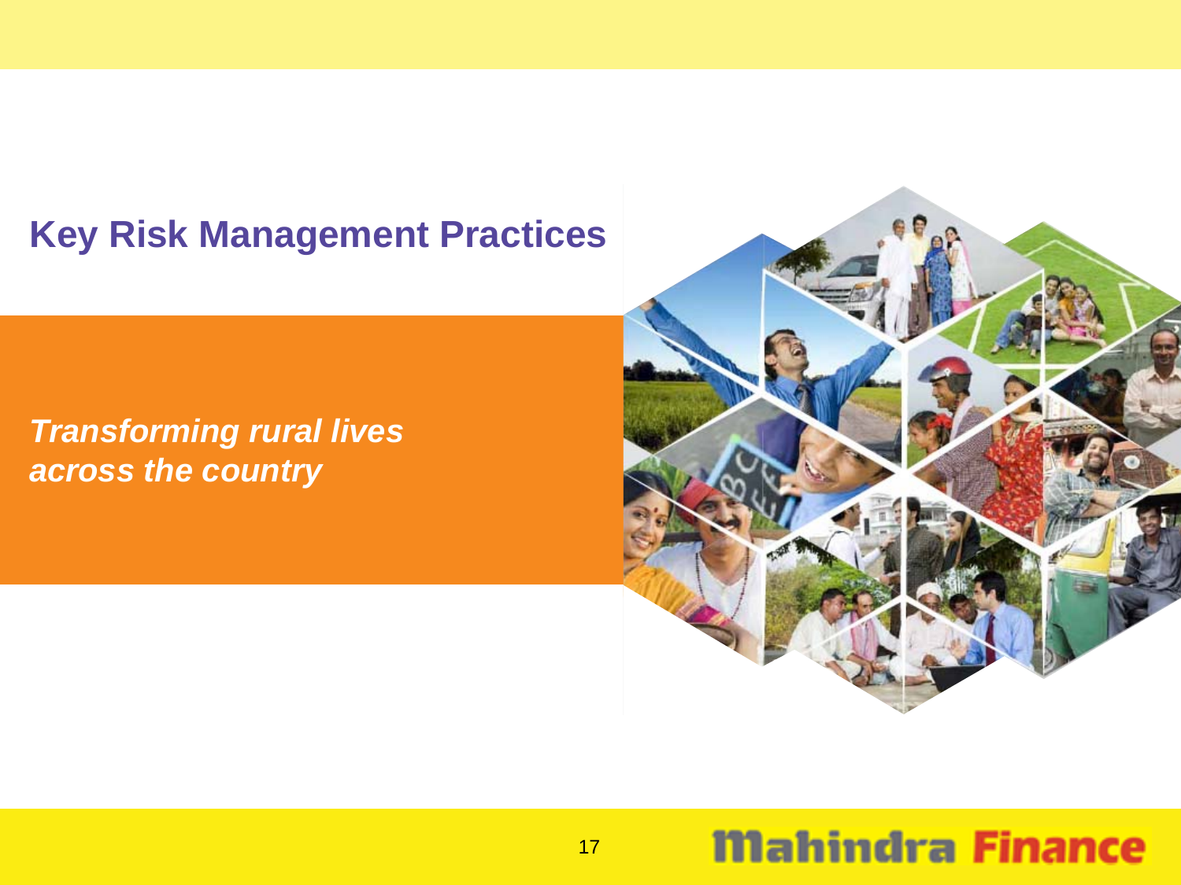# Key Risk Management Practices

***Transforming rural lives across the country***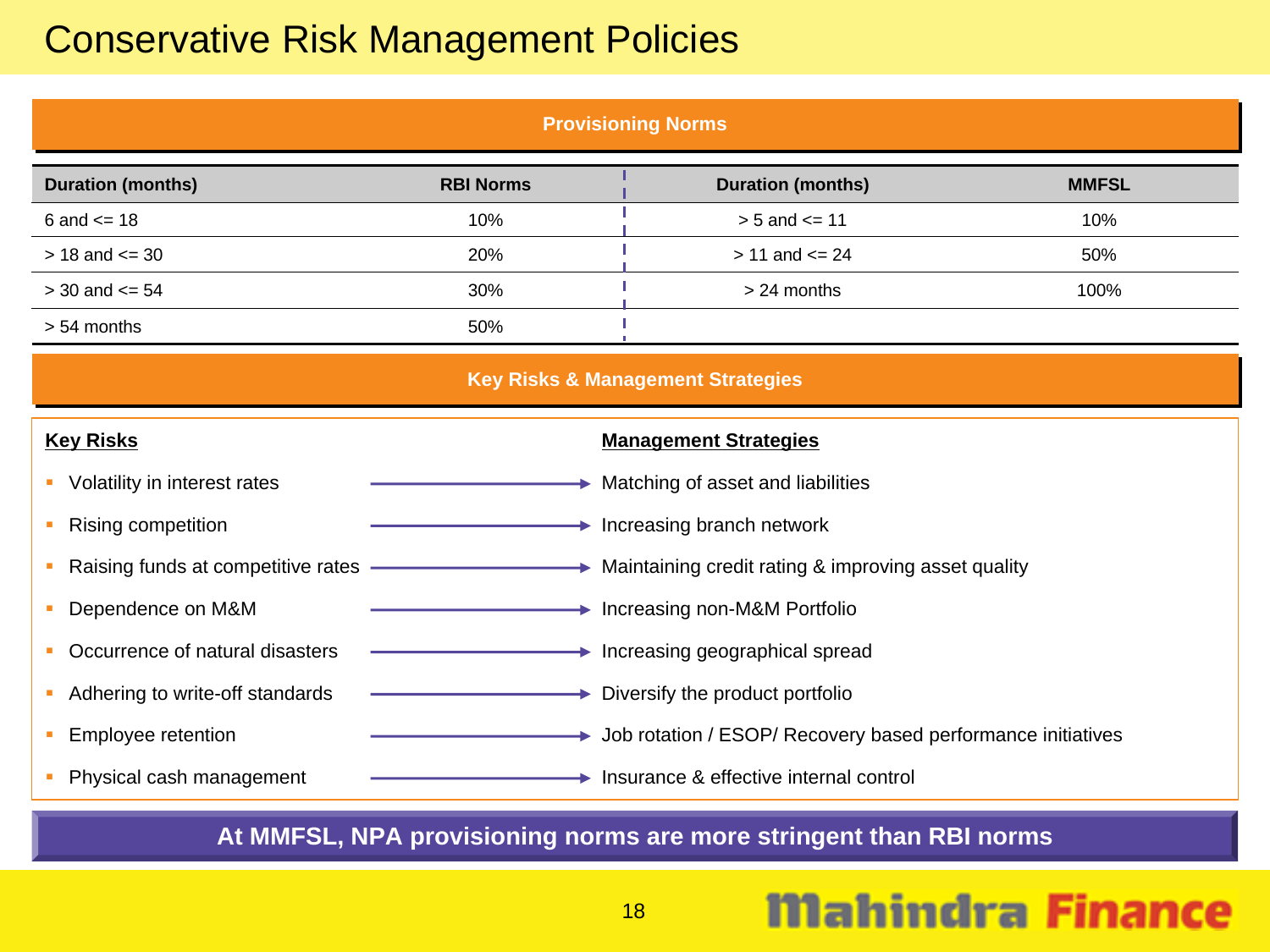# Conservative Risk Management Policies

## Provisioning Norms

| Duration (months) | RBI Norms | Duration (months) | MMFSL |
|---|---|---|---|
| 6 and <= 18 | 10% | > 5 and <= 11 | 10% |
| > 18 and <= 30 | 20% | > 11 and <= 24 | 50% |
| > 30 and <= 54 | 30% | > 24 months | 100% |
| > 54 months | 50% | | |

## Key Risks & Management Strategies

| Key Risks | Management Strategies |
|---|---|
| Volatility in interest rates | Matching of asset and liabilities |
| Rising competition | Increasing branch network |
| Raising funds at competitive rates | Maintaining credit rating & improving asset quality |
| Dependence on M&M | Increasing non-M&M Portfolio |
| Occurrence of natural disasters | Increasing geographical spread |
| Adhering to write-off standards | Diversify the product portfolio |
| Employee retention | Job rotation / ESOP/ Recovery based performance initiatives |
| Physical cash management | Insurance & effective internal control |

**At MMFSL, NPA provisioning norms are more stringent than RBI norms**

Mahindra Finance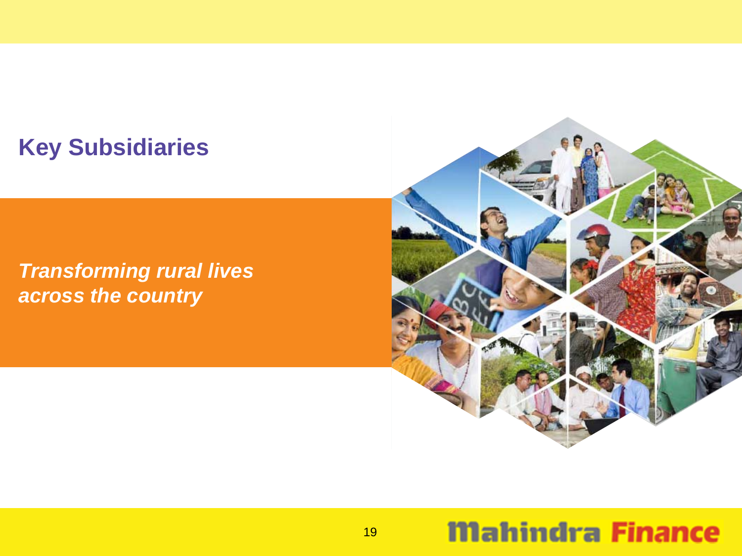# Key Subsidiaries

***Transforming rural lives across the country***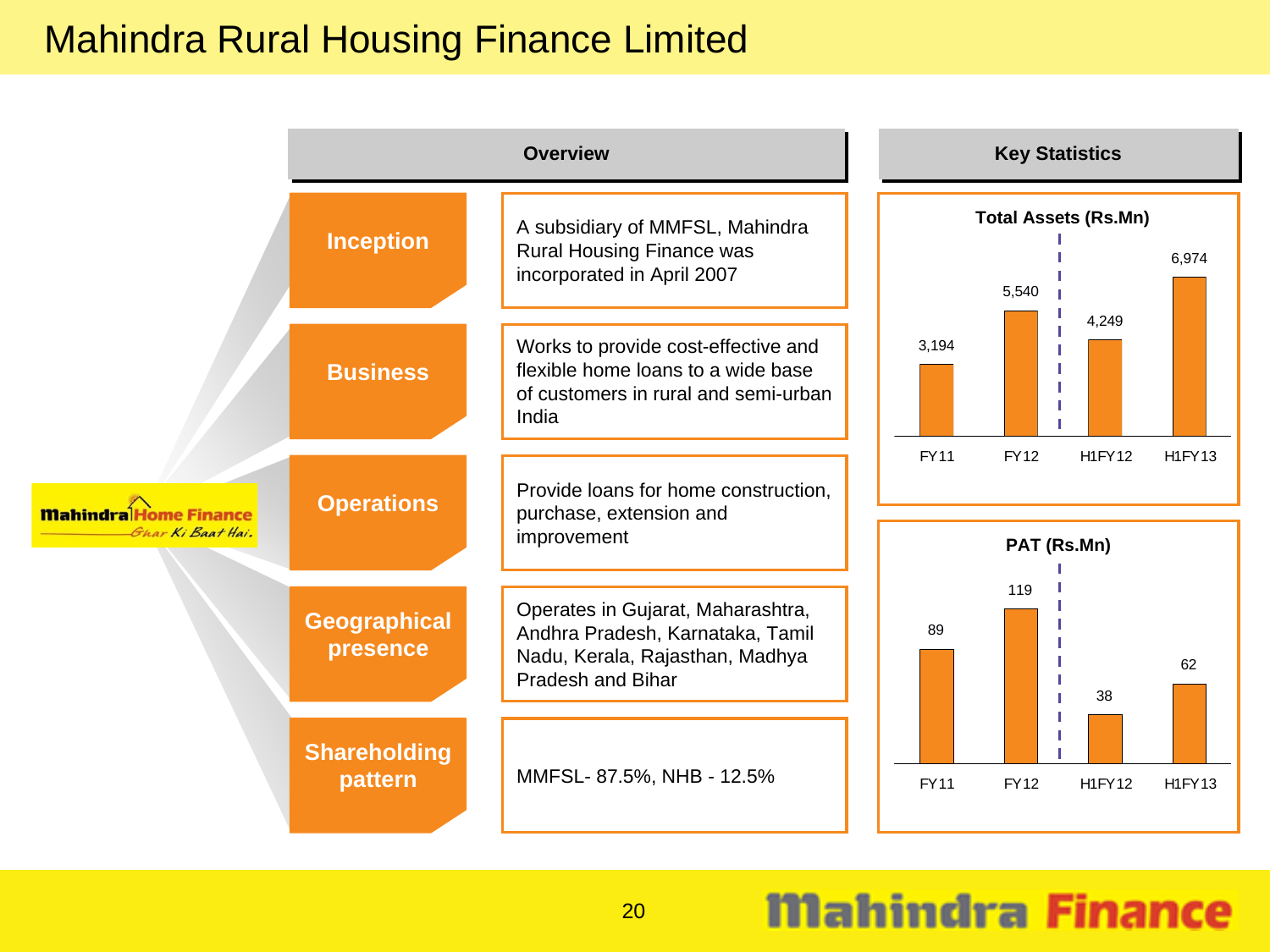# Mahindra Rural Housing Finance Limited

Mahindra Home Finance
Ghar Ki Baat Hai.

## Overview

| | |
|---|---|
| **Inception** | A subsidiary of MMFSL, Mahindra Rural Housing Finance was incorporated in April 2007 |
| **Business** | Works to provide cost-effective and flexible home loans to a wide base of customers in rural and semi-urban India |
| **Operations** | Provide loans for home construction, purchase, extension and improvement |
| **Geographical presence** | Operates in Gujarat, Maharashtra, Andhra Pradesh, Karnataka, Tamil Nadu, Kerala, Rajasthan, Madhya Pradesh and Bihar |
| **Shareholding pattern** | MMFSL- 87.5%, NHB - 12.5% |

## Key Statistics

**Total Assets (Rs.Mn)**

3,194
5,540
4,249
6,974

FY11
FY12
H1FY12
H1FY13

**PAT (Rs.Mn)**

89
119
38
62

FY11
FY12
H1FY12
H1FY13

Mahindra Finance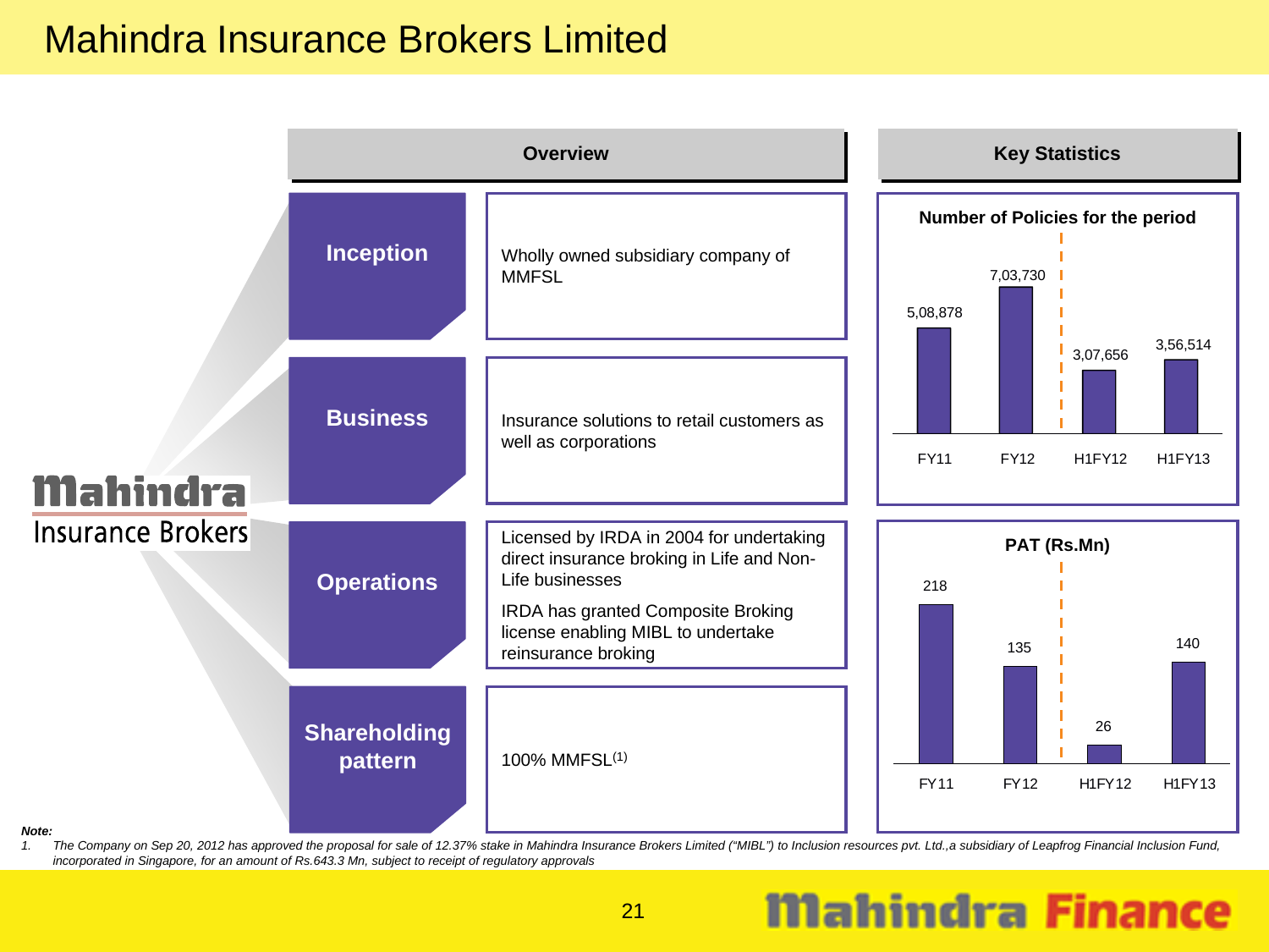# Mahindra Insurance Brokers Limited

Mahindra Insurance Brokers

## Overview

| | |
|---|---|
| **Inception** | Wholly owned subsidiary company of MMFSL |
| **Business** | Insurance solutions to retail customers as well as corporations |
| **Operations** | Licensed by IRDA in 2004 for undertaking direct insurance broking in Life and Non-Life businesses<br>IRDA has granted Composite Broking license enabling MIBL to undertake reinsurance broking |
| **Shareholding pattern** | 100% MMFSL[1] |

## Key Statistics

**Number of Policies for the period**

5,08,878
7,03,730
3,07,656
3,56,514
FY11
FY12
H1FY12
H1FY13

**PAT (Rs.Mn)**

218
135
26
140
FY11
FY12
H1FY12
H1FY13

***Note:***

1. *The Company on Sep 20, 2012 has approved the proposal for sale of 12.37% stake in Mahindra Insurance Brokers Limited ("MIBL") to Inclusion resources pvt. Ltd.,a subsidiary of Leapfrog Financial Inclusion Fund, incorporated in Singapore, for an amount of Rs.643.3 Mn, subject to receipt of regulatory approvals*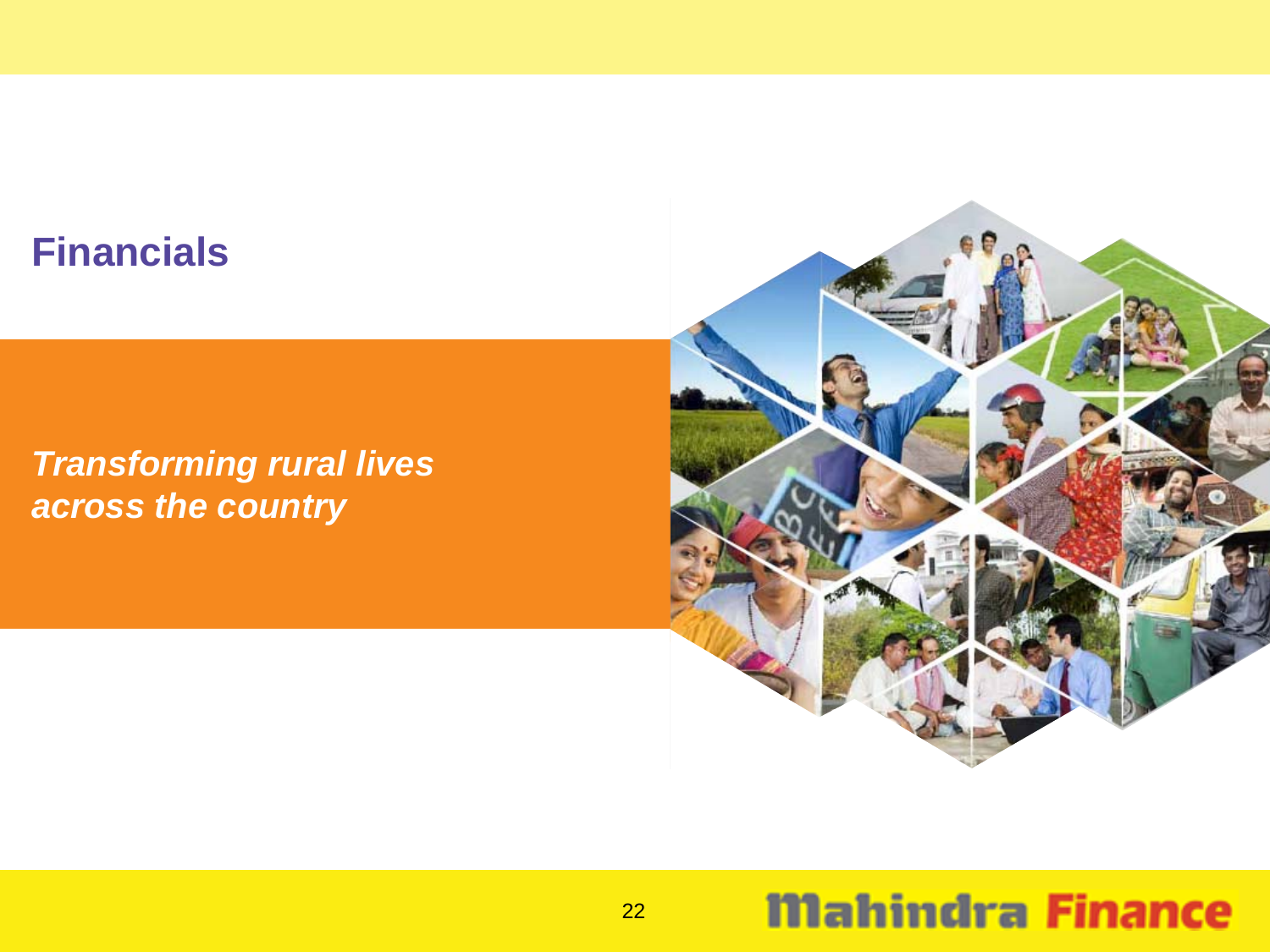# Financials

***Transforming rural lives across the country***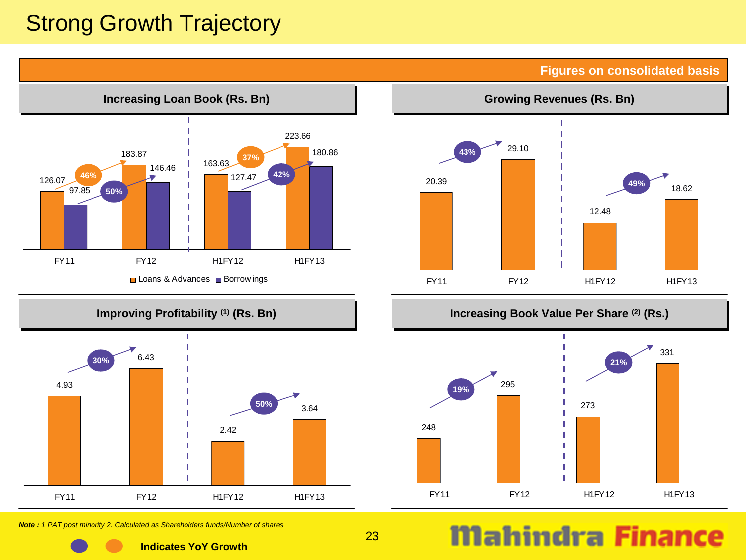# Strong Growth Trajectory

**Figures on consolidated basis**

## Increasing Loan Book (Rs. Bn)

126.07
97.85
183.87
146.46
163.63
127.47
223.66
180.86

46%
50%
37%
42%

FY11
FY12
H1FY12
H1FY13

Loans & Advances
Borrowings

## Growing Revenues (Rs. Bn)

20.39
29.10
12.48
18.62

43%
49%

FY11
FY12
H1FY12
H1FY13

## Improving Profitability [(1)] (Rs. Bn)

4.93
6.43
2.42
3.64

30%
50%

FY11
FY12
H1FY12
H1FY13

## Increasing Book Value Per Share [(2)] (Rs.)

248
295
273
331

19%
21%

FY11
FY12
H1FY12
H1FY13

***Note :** 1 PAT post minority 2. Calculated as Shareholders funds/Number of shares*

**Indicates YoY Growth**

Mahindra Finance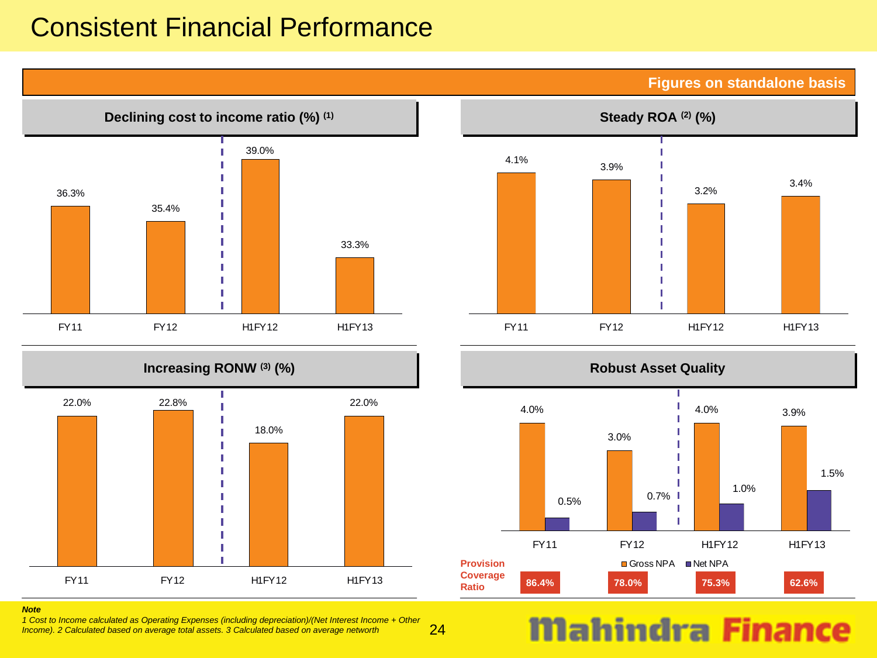# Consistent Financial Performance

**Figures on standalone basis**

## Declining cost to income ratio (%) [1]

36.3%
35.4%
39.0%
33.3%

FY11
FY12
H1FY12
H1FY13

## Steady ROA [2] (%)

4.1%
3.9%
3.2%
3.4%

FY11
FY12
H1FY12
H1FY13

## Increasing RONW [3] (%)

22.0%
22.8%
18.0%
22.0%

FY11
FY12
H1FY12
H1FY13

## Robust Asset Quality

4.0%
0.5%
3.0%
0.7%
4.0%
1.0%
3.9%
1.5%

FY11
FY12
H1FY12
H1FY13

Gross NPA
Net NPA

**Provision Coverage Ratio**

**86.4%**
**78.0%**
**75.3%**
**62.6%**

***Note***

*1 Cost to Income calculated as Operating Expenses (including depreciation)/(Net Interest Income + Other Income). 2 Calculated based on average total assets. 3 Calculated based on average networth*

Mahindra Finance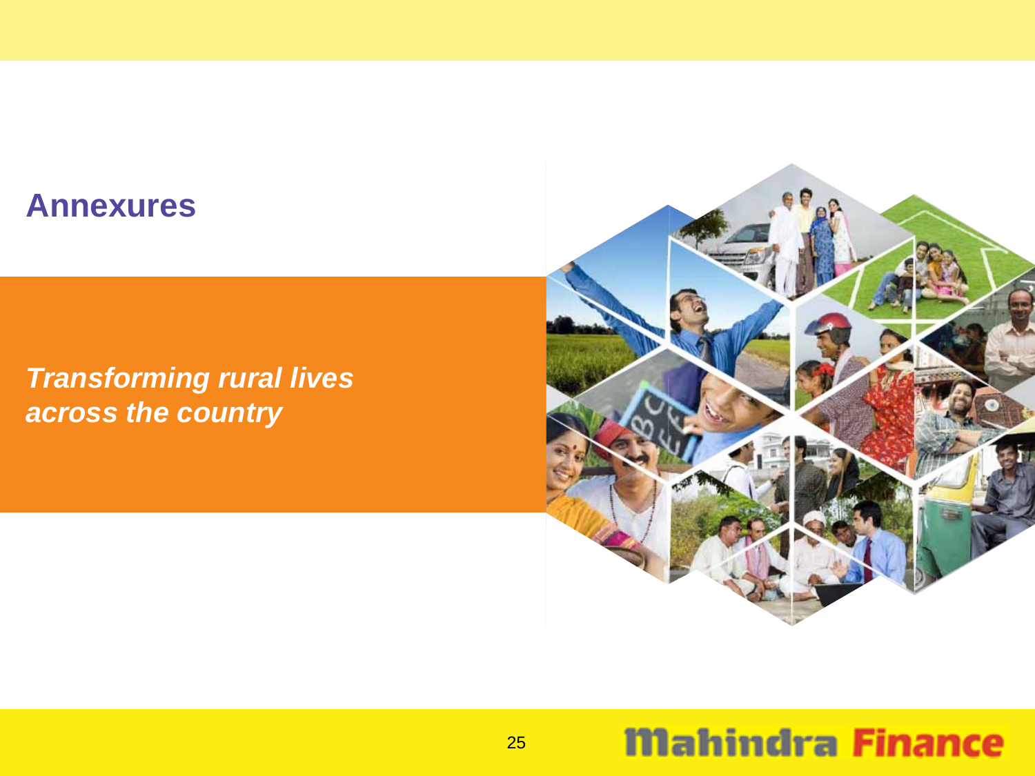# Annexures

***Transforming rural lives across the country***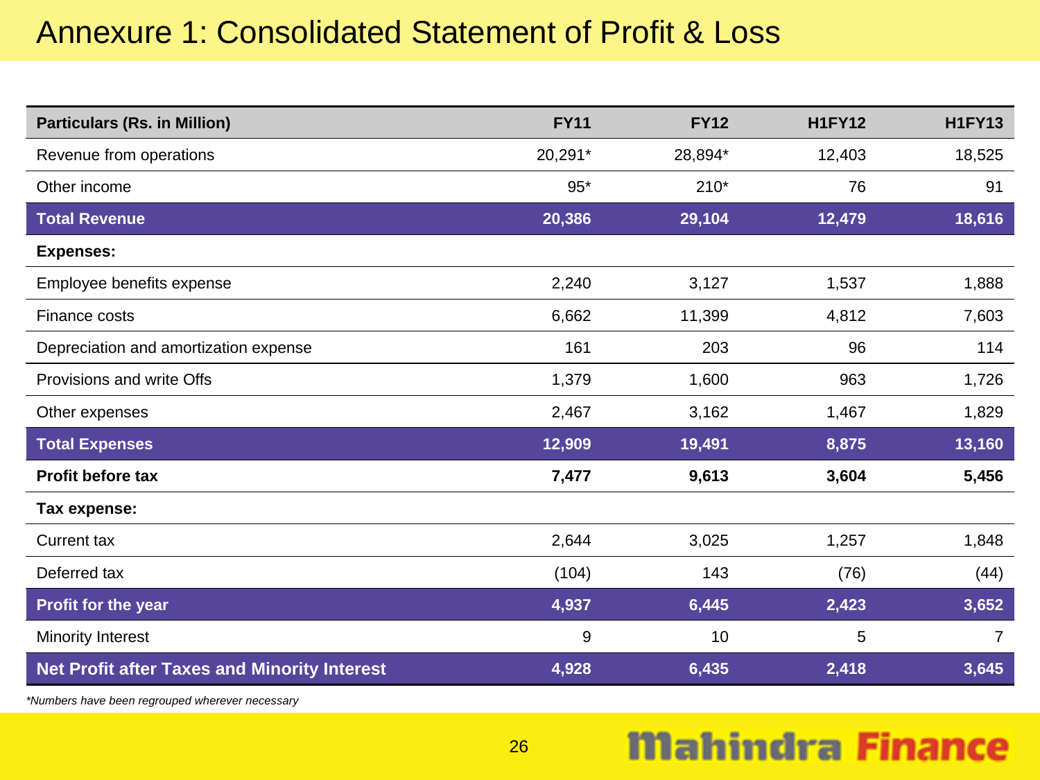# Annexure 1: Consolidated Statement of Profit & Loss

| Particulars (Rs. in Million) | FY11 | FY12 | H1FY12 | H1FY13 |
|---|---|---|---|---|
| Revenue from operations | 20,291* | 28,894* | 12,403 | 18,525 |
| Other income | 95* | 210* | 76 | 91 |
| **Total Revenue** | **20,386** | **29,104** | **12,479** | **18,616** |
| **Expenses:** | | | | |
| Employee benefits expense | 2,240 | 3,127 | 1,537 | 1,888 |
| Finance costs | 6,662 | 11,399 | 4,812 | 7,603 |
| Depreciation and amortization expense | 161 | 203 | 96 | 114 |
| Provisions and write Offs | 1,379 | 1,600 | 963 | 1,726 |
| Other expenses | 2,467 | 3,162 | 1,467 | 1,829 |
| **Total Expenses** | **12,909** | **19,491** | **8,875** | **13,160** |
| **Profit before tax** | **7,477** | **9,613** | **3,604** | **5,456** |
| **Tax expense:** | | | | |
| Current tax | 2,644 | 3,025 | 1,257 | 1,848 |
| Deferred tax | (104) | 143 | (76) | (44) |
| **Profit for the year** | **4,937** | **6,445** | **2,423** | **3,652** |
| Minority Interest | 9 | 10 | 5 | 7 |
| **Net Profit after Taxes and Minority Interest** | **4,928** | **6,435** | **2,418** | **3,645** |

*\*Numbers have been regrouped wherever necessary*

Mahindra Finance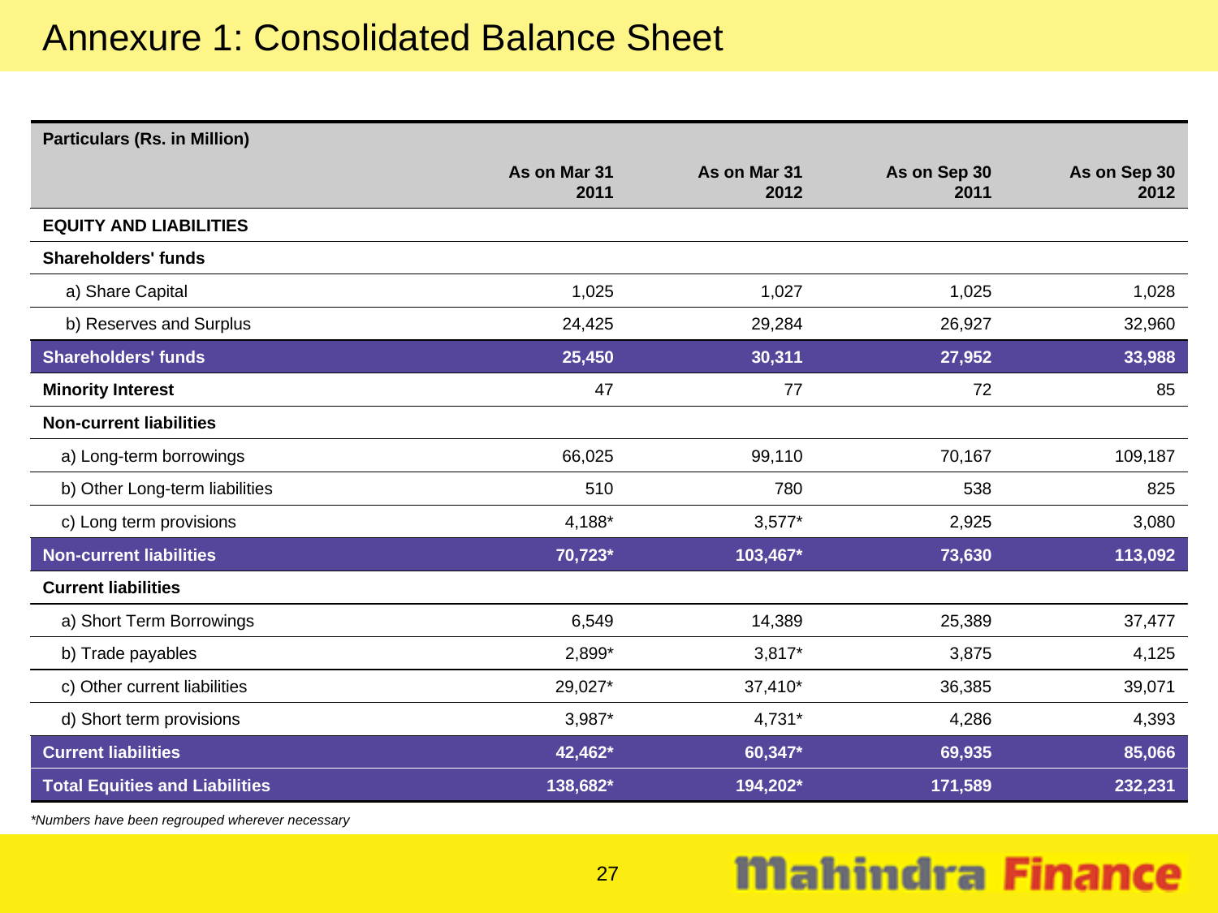# Annexure 1: Consolidated Balance Sheet

| Particulars (Rs. in Million) | As on Mar 31 2011 | As on Mar 31 2012 | As on Sep 30 2011 | As on Sep 30 2012 |
|---|---|---|---|---|
| **EQUITY AND LIABILITIES** | | | | |
| **Shareholders' funds** | | | | |
| a) Share Capital | 1,025 | 1,027 | 1,025 | 1,028 |
| b) Reserves and Surplus | 24,425 | 29,284 | 26,927 | 32,960 |
| **Shareholders' funds** | **25,450** | **30,311** | **27,952** | **33,988** |
| **Minority Interest** | 47 | 77 | 72 | 85 |
| **Non-current liabilities** | | | | |
| a) Long-term borrowings | 66,025 | 99,110 | 70,167 | 109,187 |
| b) Other Long-term liabilities | 510 | 780 | 538 | 825 |
| c) Long term provisions | 4,188* | 3,577* | 2,925 | 3,080 |
| **Non-current liabilities** | **70,723*** | **103,467*** | **73,630** | **113,092** |
| **Current liabilities** | | | | |
| a) Short Term Borrowings | 6,549 | 14,389 | 25,389 | 37,477 |
| b) Trade payables | 2,899* | 3,817* | 3,875 | 4,125 |
| c) Other current liabilities | 29,027* | 37,410* | 36,385 | 39,071 |
| d) Short term provisions | 3,987* | 4,731* | 4,286 | 4,393 |
| **Current liabilities** | **42,462*** | **60,347*** | **69,935** | **85,066** |
| **Total Equities and Liabilities** | **138,682*** | **194,202*** | **171,589** | **232,231** |

*\*Numbers have been regrouped wherever necessary*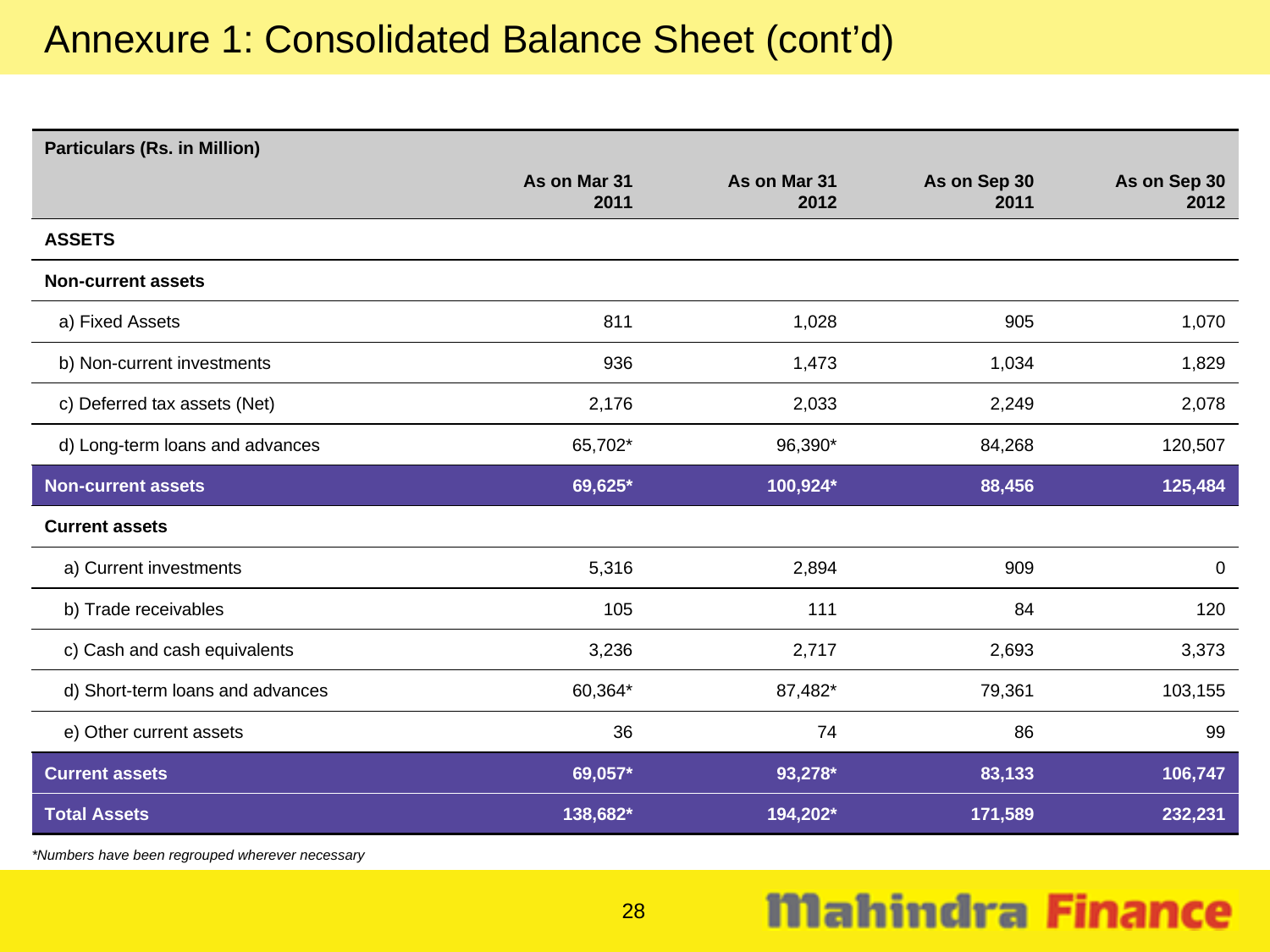# Annexure 1: Consolidated Balance Sheet (cont'd)

| Particulars (Rs. in Million) | As on Mar 31 2011 | As on Mar 31 2012 | As on Sep 30 2011 | As on Sep 30 2012 |
|---|---|---|---|---|
| **ASSETS** | | | | |
| **Non-current assets** | | | | |
| a) Fixed Assets | 811 | 1,028 | 905 | 1,070 |
| b) Non-current investments | 936 | 1,473 | 1,034 | 1,829 |
| c) Deferred tax assets (Net) | 2,176 | 2,033 | 2,249 | 2,078 |
| d) Long-term loans and advances | 65,702* | 96,390* | 84,268 | 120,507 |
| **Non-current assets** | **69,625*** | **100,924*** | **88,456** | **125,484** |
| **Current assets** | | | | |
| a) Current investments | 5,316 | 2,894 | 909 | 0 |
| b) Trade receivables | 105 | 111 | 84 | 120 |
| c) Cash and cash equivalents | 3,236 | 2,717 | 2,693 | 3,373 |
| d) Short-term loans and advances | 60,364* | 87,482* | 79,361 | 103,155 |
| e) Other current assets | 36 | 74 | 86 | 99 |
| **Current assets** | **69,057*** | **93,278*** | **83,133** | **106,747** |
| **Total Assets** | **138,682*** | **194,202*** | **171,589** | **232,231** |

*\*Numbers have been regrouped wherever necessary*

Mahindra Finance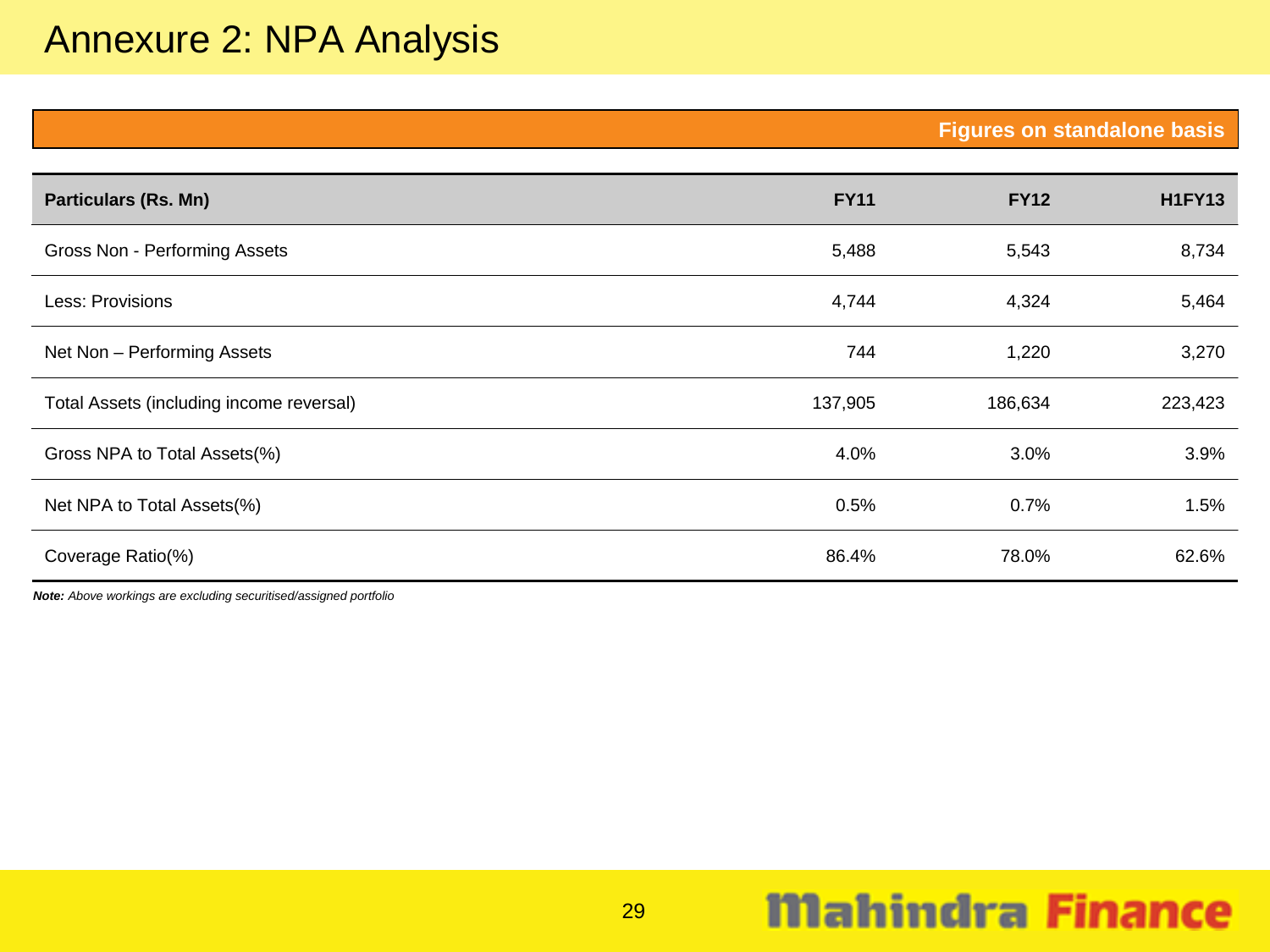# Annexure 2: NPA Analysis

**Figures on standalone basis**

| Particulars (Rs. Mn) | FY11 | FY12 | H1FY13 |
|---|---|---|---|
| Gross Non - Performing Assets | 5,488 | 5,543 | 8,734 |
| Less: Provisions | 4,744 | 4,324 | 5,464 |
| Net Non – Performing Assets | 744 | 1,220 | 3,270 |
| Total Assets (including income reversal) | 137,905 | 186,634 | 223,423 |
| Gross NPA to Total Assets(%) | 4.0% | 3.0% | 3.9% |
| Net NPA to Total Assets(%) | 0.5% | 0.7% | 1.5% |
| Coverage Ratio(%) | 86.4% | 78.0% | 62.6% |

***Note:*** *Above workings are excluding securitised/assigned portfolio*

Mahindra Finance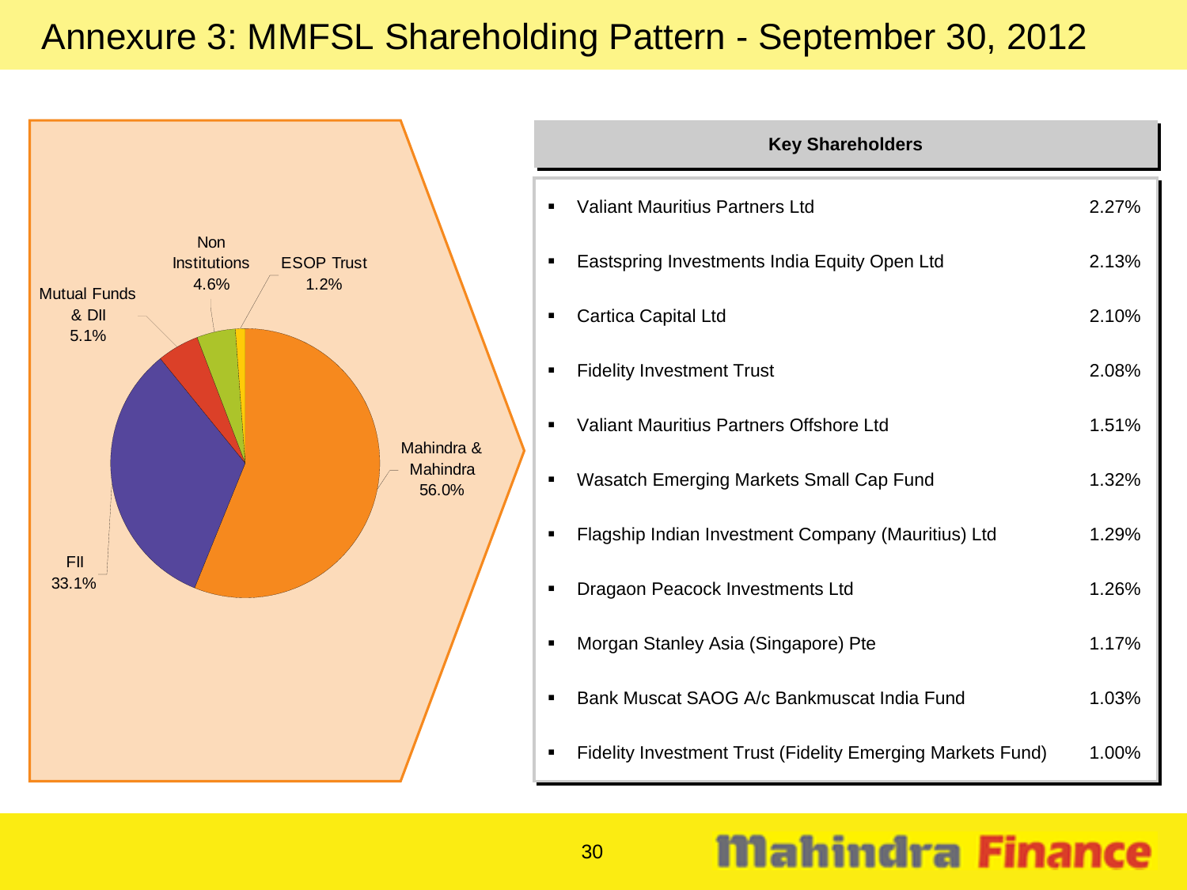# Annexure 3: MMFSL Shareholding Pattern - September 30, 2012

Non Institutions 4.6%

ESOP Trust 1.2%

Mutual Funds & DII 5.1%

Mahindra & Mahindra 56.0%

FII 33.1%

| Key Shareholders | |
|---|---|
| Valiant Mauritius Partners Ltd | 2.27% |
| Eastspring Investments India Equity Open Ltd | 2.13% |
| Cartica Capital Ltd | 2.10% |
| Fidelity Investment Trust | 2.08% |
| Valiant Mauritius Partners Offshore Ltd | 1.51% |
| Wasatch Emerging Markets Small Cap Fund | 1.32% |
| Flagship Indian Investment Company (Mauritius) Ltd | 1.29% |
| Dragaon Peacock Investments Ltd | 1.26% |
| Morgan Stanley Asia (Singapore) Pte | 1.17% |
| Bank Muscat SAOG A/c Bankmuscat India Fund | 1.03% |
| Fidelity Investment Trust (Fidelity Emerging Markets Fund) | 1.00% |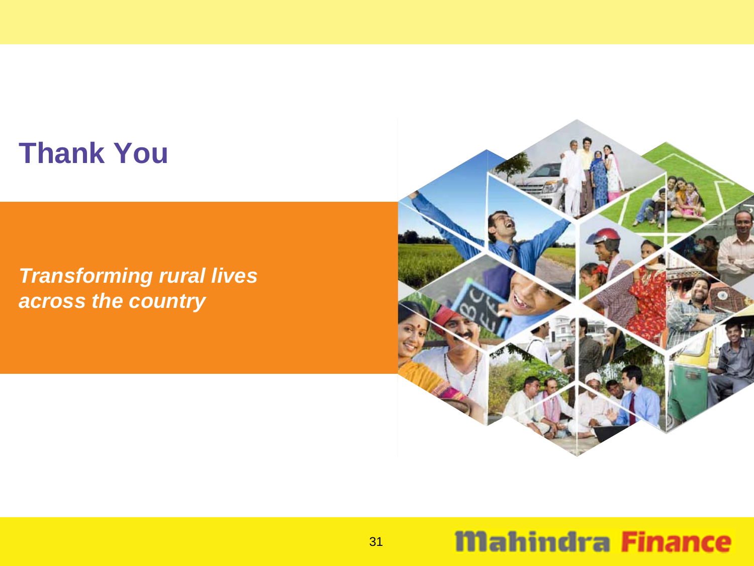# Thank You

***Transforming rural lives across the country***

Mahindra Finance